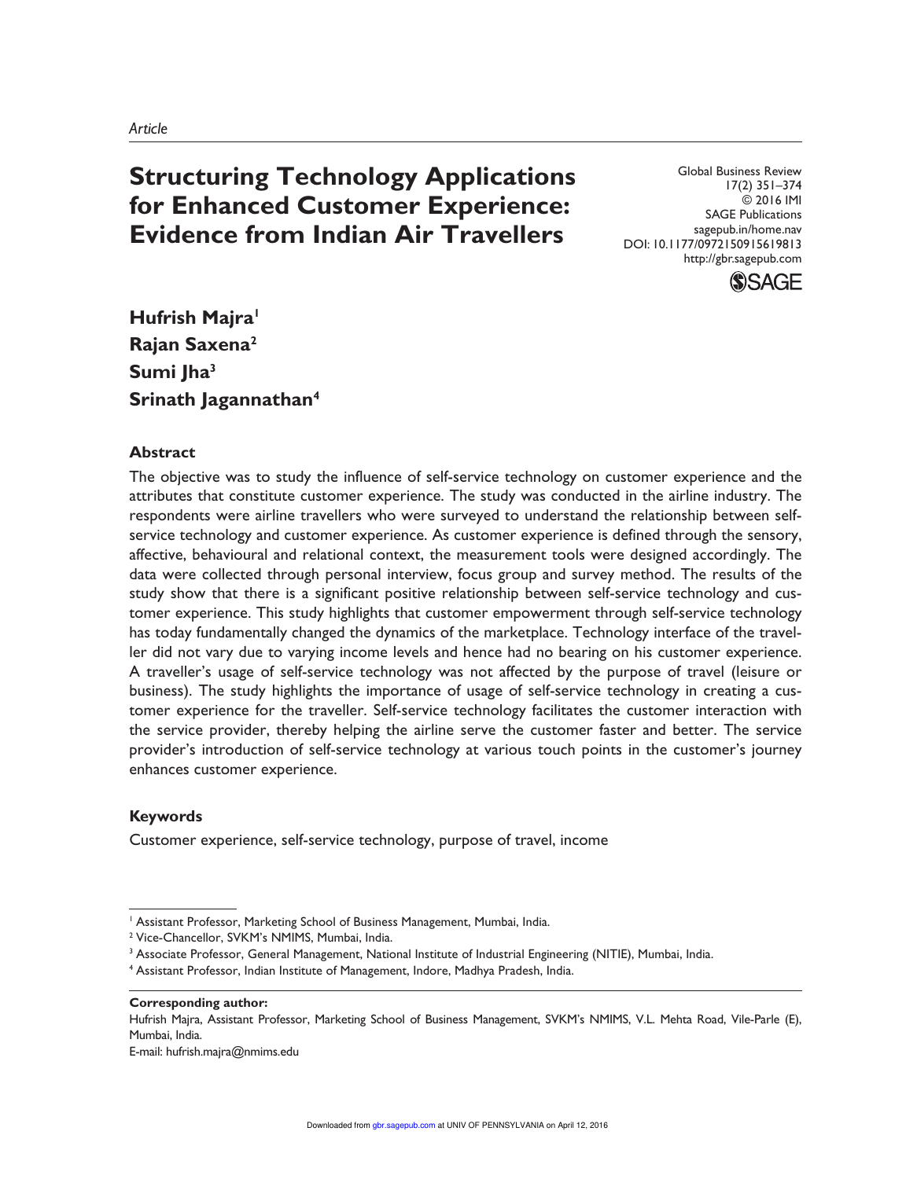*Article*

# Structuring Technology Applications for Enhanced Customer Experience: Evidence from Indian Air Travellers

Global Business Review
17(2) 351–374
© 2016 IMI
SAGE Publications
sagepub.in/home.nav
DOI: 10.1177/0972150915619813
http://gbr.sagepub.com

**Hufrish Majra**[1]
**Rajan Saxena**[2]
**Sumi Jha**[3]
**Srinath Jagannathan**[4]

## Abstract

The objective was to study the influence of self-service technology on customer experience and the attributes that constitute customer experience. The study was conducted in the airline industry. The respondents were airline travellers who were surveyed to understand the relationship between self-service technology and customer experience. As customer experience is defined through the sensory, affective, behavioural and relational context, the measurement tools were designed accordingly. The data were collected through personal interview, focus group and survey method. The results of the study show that there is a significant positive relationship between self-service technology and customer experience. This study highlights that customer empowerment through self-service technology has today fundamentally changed the dynamics of the marketplace. Technology interface of the traveller did not vary due to varying income levels and hence had no bearing on his customer experience. A traveller's usage of self-service technology was not affected by the purpose of travel (leisure or business). The study highlights the importance of usage of self-service technology in creating a customer experience for the traveller. Self-service technology facilitates the customer interaction with the service provider, thereby helping the airline serve the customer faster and better. The service provider's introduction of self-service technology at various touch points in the customer's journey enhances customer experience.

## Keywords

Customer experience, self-service technology, purpose of travel, income

---

[1] Assistant Professor, Marketing School of Business Management, Mumbai, India.
[2] Vice-Chancellor, SVKM's NMIMS, Mumbai, India.
[3] Associate Professor, General Management, National Institute of Industrial Engineering (NITIE), Mumbai, India.
[4] Assistant Professor, Indian Institute of Management, Indore, Madhya Pradesh, India.

**Corresponding author:**
Hufrish Majra, Assistant Professor, Marketing School of Business Management, SVKM's NMIMS, V.L. Mehta Road, Vile-Parle (E), Mumbai, India.
E-mail: hufrish.majra@nmims.edu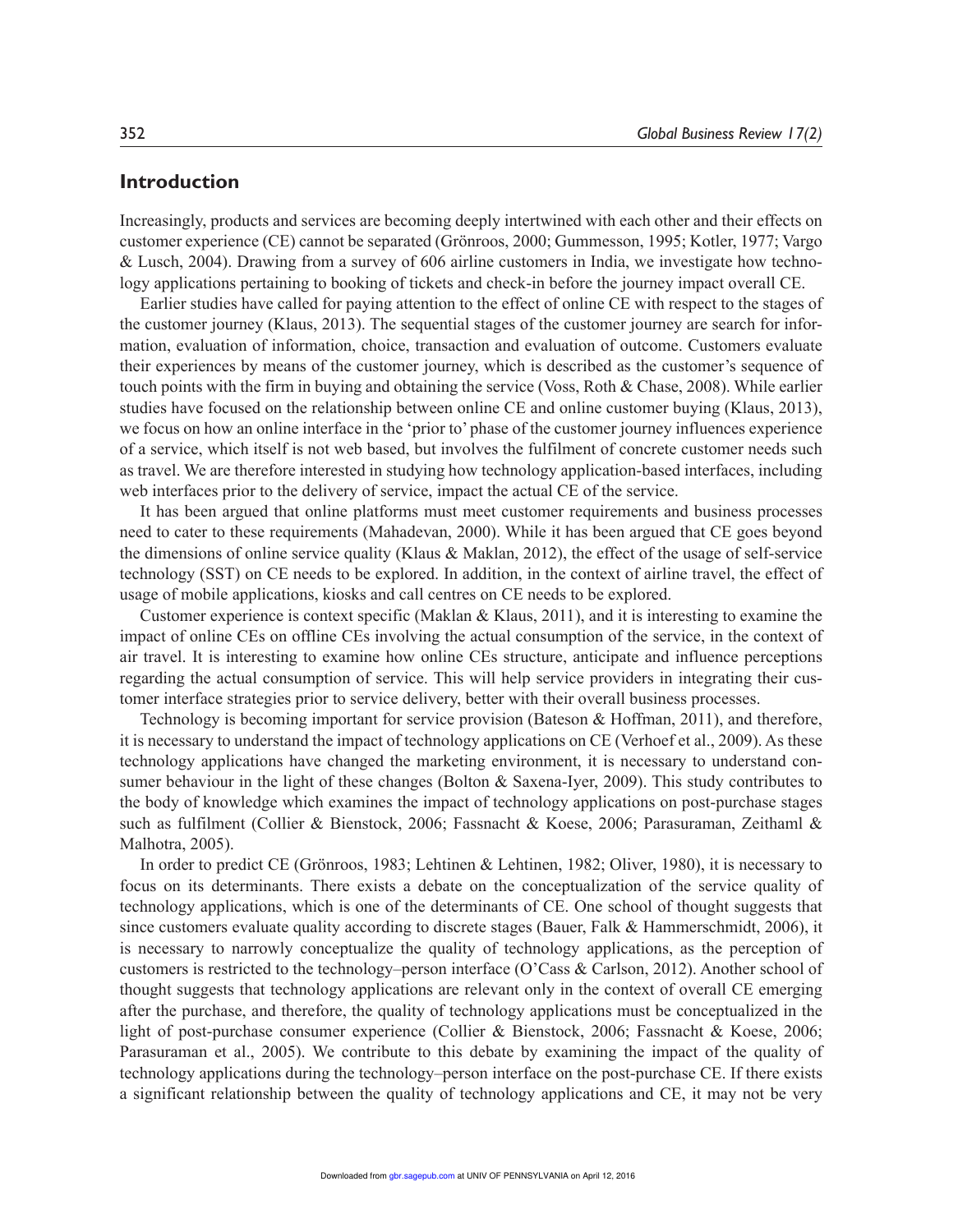## Introduction

Increasingly, products and services are becoming deeply intertwined with each other and their effects on customer experience (CE) cannot be separated (Grönroos, 2000; Gummesson, 1995; Kotler, 1977; Vargo & Lusch, 2004). Drawing from a survey of 606 airline customers in India, we investigate how technology applications pertaining to booking of tickets and check-in before the journey impact overall CE.

Earlier studies have called for paying attention to the effect of online CE with respect to the stages of the customer journey (Klaus, 2013). The sequential stages of the customer journey are search for information, evaluation of information, choice, transaction and evaluation of outcome. Customers evaluate their experiences by means of the customer journey, which is described as the customer's sequence of touch points with the firm in buying and obtaining the service (Voss, Roth & Chase, 2008). While earlier studies have focused on the relationship between online CE and online customer buying (Klaus, 2013), we focus on how an online interface in the 'prior to' phase of the customer journey influences experience of a service, which itself is not web based, but involves the fulfilment of concrete customer needs such as travel. We are therefore interested in studying how technology application-based interfaces, including web interfaces prior to the delivery of service, impact the actual CE of the service.

It has been argued that online platforms must meet customer requirements and business processes need to cater to these requirements (Mahadevan, 2000). While it has been argued that CE goes beyond the dimensions of online service quality (Klaus & Maklan, 2012), the effect of the usage of self-service technology (SST) on CE needs to be explored. In addition, in the context of airline travel, the effect of usage of mobile applications, kiosks and call centres on CE needs to be explored.

Customer experience is context specific (Maklan & Klaus, 2011), and it is interesting to examine the impact of online CEs on offline CEs involving the actual consumption of the service, in the context of air travel. It is interesting to examine how online CEs structure, anticipate and influence perceptions regarding the actual consumption of service. This will help service providers in integrating their customer interface strategies prior to service delivery, better with their overall business processes.

Technology is becoming important for service provision (Bateson & Hoffman, 2011), and therefore, it is necessary to understand the impact of technology applications on CE (Verhoef et al., 2009). As these technology applications have changed the marketing environment, it is necessary to understand consumer behaviour in the light of these changes (Bolton & Saxena-Iyer, 2009). This study contributes to the body of knowledge which examines the impact of technology applications on post-purchase stages such as fulfilment (Collier & Bienstock, 2006; Fassnacht & Koese, 2006; Parasuraman, Zeithaml & Malhotra, 2005).

In order to predict CE (Grönroos, 1983; Lehtinen & Lehtinen, 1982; Oliver, 1980), it is necessary to focus on its determinants. There exists a debate on the conceptualization of the service quality of technology applications, which is one of the determinants of CE. One school of thought suggests that since customers evaluate quality according to discrete stages (Bauer, Falk & Hammerschmidt, 2006), it is necessary to narrowly conceptualize the quality of technology applications, as the perception of customers is restricted to the technology–person interface (O'Cass & Carlson, 2012). Another school of thought suggests that technology applications are relevant only in the context of overall CE emerging after the purchase, and therefore, the quality of technology applications must be conceptualized in the light of post-purchase consumer experience (Collier & Bienstock, 2006; Fassnacht & Koese, 2006; Parasuraman et al., 2005). We contribute to this debate by examining the impact of the quality of technology applications during the technology–person interface on the post-purchase CE. If there exists a significant relationship between the quality of technology applications and CE, it may not be very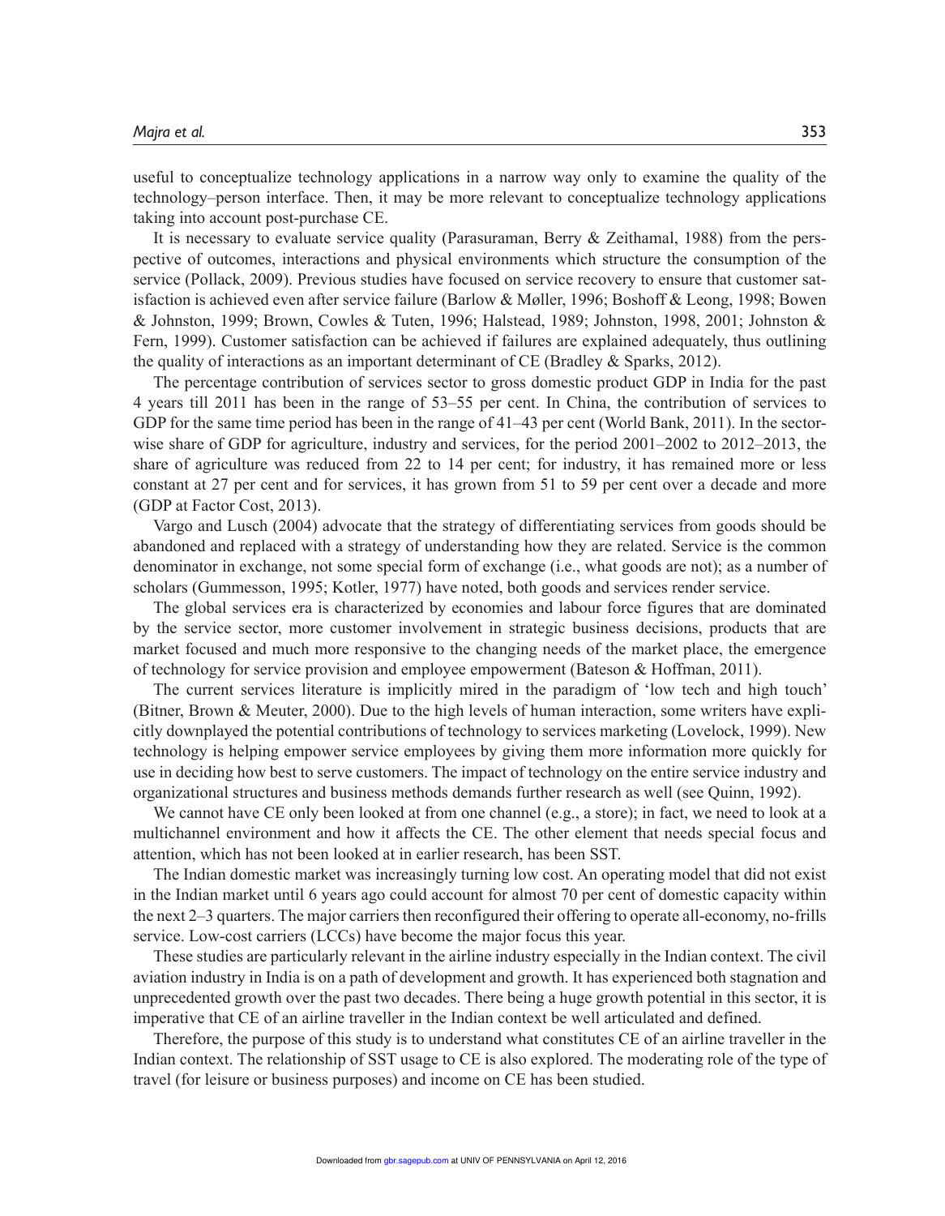useful to conceptualize technology applications in a narrow way only to examine the quality of the technology–person interface. Then, it may be more relevant to conceptualize technology applications taking into account post-purchase CE.

It is necessary to evaluate service quality (Parasuraman, Berry & Zeithamal, 1988) from the perspective of outcomes, interactions and physical environments which structure the consumption of the service (Pollack, 2009). Previous studies have focused on service recovery to ensure that customer satisfaction is achieved even after service failure (Barlow & Møller, 1996; Boshoff & Leong, 1998; Bowen & Johnston, 1999; Brown, Cowles & Tuten, 1996; Halstead, 1989; Johnston, 1998, 2001; Johnston & Fern, 1999). Customer satisfaction can be achieved if failures are explained adequately, thus outlining the quality of interactions as an important determinant of CE (Bradley & Sparks, 2012).

The percentage contribution of services sector to gross domestic product GDP in India for the past 4 years till 2011 has been in the range of 53–55 per cent. In China, the contribution of services to GDP for the same time period has been in the range of 41–43 per cent (World Bank, 2011). In the sector-wise share of GDP for agriculture, industry and services, for the period 2001–2002 to 2012–2013, the share of agriculture was reduced from 22 to 14 per cent; for industry, it has remained more or less constant at 27 per cent and for services, it has grown from 51 to 59 per cent over a decade and more (GDP at Factor Cost, 2013).

Vargo and Lusch (2004) advocate that the strategy of differentiating services from goods should be abandoned and replaced with a strategy of understanding how they are related. Service is the common denominator in exchange, not some special form of exchange (i.e., what goods are not); as a number of scholars (Gummesson, 1995; Kotler, 1977) have noted, both goods and services render service.

The global services era is characterized by economies and labour force figures that are dominated by the service sector, more customer involvement in strategic business decisions, products that are market focused and much more responsive to the changing needs of the market place, the emergence of technology for service provision and employee empowerment (Bateson & Hoffman, 2011).

The current services literature is implicitly mired in the paradigm of 'low tech and high touch' (Bitner, Brown & Meuter, 2000). Due to the high levels of human interaction, some writers have explicitly downplayed the potential contributions of technology to services marketing (Lovelock, 1999). New technology is helping empower service employees by giving them more information more quickly for use in deciding how best to serve customers. The impact of technology on the entire service industry and organizational structures and business methods demands further research as well (see Quinn, 1992).

We cannot have CE only been looked at from one channel (e.g., a store); in fact, we need to look at a multichannel environment and how it affects the CE. The other element that needs special focus and attention, which has not been looked at in earlier research, has been SST.

The Indian domestic market was increasingly turning low cost. An operating model that did not exist in the Indian market until 6 years ago could account for almost 70 per cent of domestic capacity within the next 2–3 quarters. The major carriers then reconfigured their offering to operate all-economy, no-frills service. Low-cost carriers (LCCs) have become the major focus this year.

These studies are particularly relevant in the airline industry especially in the Indian context. The civil aviation industry in India is on a path of development and growth. It has experienced both stagnation and unprecedented growth over the past two decades. There being a huge growth potential in this sector, it is imperative that CE of an airline traveller in the Indian context be well articulated and defined.

Therefore, the purpose of this study is to understand what constitutes CE of an airline traveller in the Indian context. The relationship of SST usage to CE is also explored. The moderating role of the type of travel (for leisure or business purposes) and income on CE has been studied.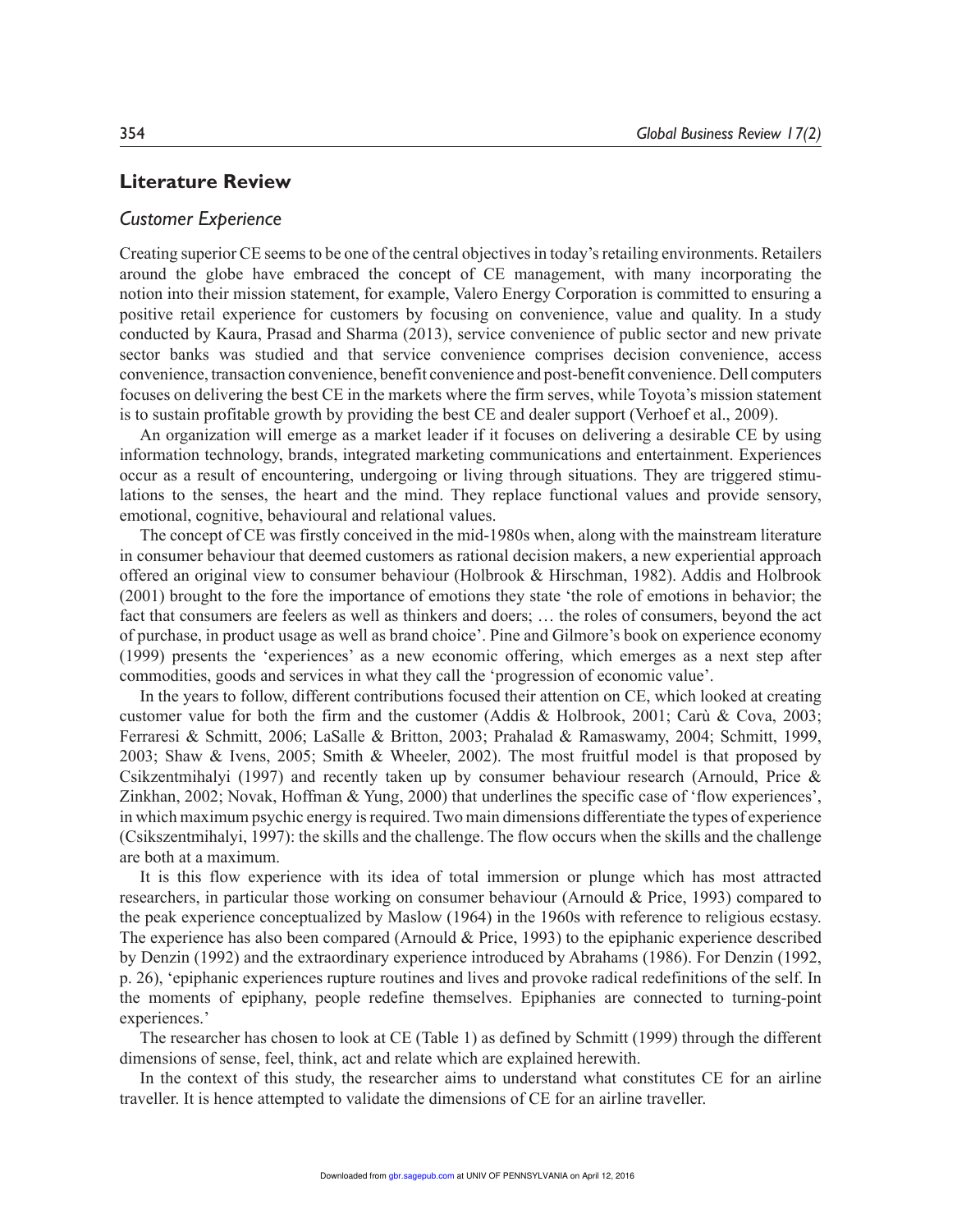## Literature Review

### *Customer Experience*

Creating superior CE seems to be one of the central objectives in today's retailing environments. Retailers around the globe have embraced the concept of CE management, with many incorporating the notion into their mission statement, for example, Valero Energy Corporation is committed to ensuring a positive retail experience for customers by focusing on convenience, value and quality. In a study conducted by Kaura, Prasad and Sharma (2013), service convenience of public sector and new private sector banks was studied and that service convenience comprises decision convenience, access convenience, transaction convenience, benefit convenience and post-benefit convenience. Dell computers focuses on delivering the best CE in the markets where the firm serves, while Toyota's mission statement is to sustain profitable growth by providing the best CE and dealer support (Verhoef et al., 2009).

An organization will emerge as a market leader if it focuses on delivering a desirable CE by using information technology, brands, integrated marketing communications and entertainment. Experiences occur as a result of encountering, undergoing or living through situations. They are triggered stimulations to the senses, the heart and the mind. They replace functional values and provide sensory, emotional, cognitive, behavioural and relational values.

The concept of CE was firstly conceived in the mid-1980s when, along with the mainstream literature in consumer behaviour that deemed customers as rational decision makers, a new experiential approach offered an original view to consumer behaviour (Holbrook & Hirschman, 1982). Addis and Holbrook (2001) brought to the fore the importance of emotions they state 'the role of emotions in behavior; the fact that consumers are feelers as well as thinkers and doers; … the roles of consumers, beyond the act of purchase, in product usage as well as brand choice'. Pine and Gilmore's book on experience economy (1999) presents the 'experiences' as a new economic offering, which emerges as a next step after commodities, goods and services in what they call the 'progression of economic value'.

In the years to follow, different contributions focused their attention on CE, which looked at creating customer value for both the firm and the customer (Addis & Holbrook, 2001; Carù & Cova, 2003; Ferraresi & Schmitt, 2006; LaSalle & Britton, 2003; Prahalad & Ramaswamy, 2004; Schmitt, 1999, 2003; Shaw & Ivens, 2005; Smith & Wheeler, 2002). The most fruitful model is that proposed by Csikzentmihalyi (1997) and recently taken up by consumer behaviour research (Arnould, Price & Zinkhan, 2002; Novak, Hoffman & Yung, 2000) that underlines the specific case of 'flow experiences', in which maximum psychic energy is required. Two main dimensions differentiate the types of experience (Csikszentmihalyi, 1997): the skills and the challenge. The flow occurs when the skills and the challenge are both at a maximum.

It is this flow experience with its idea of total immersion or plunge which has most attracted researchers, in particular those working on consumer behaviour (Arnould & Price, 1993) compared to the peak experience conceptualized by Maslow (1964) in the 1960s with reference to religious ecstasy. The experience has also been compared (Arnould & Price, 1993) to the epiphanic experience described by Denzin (1992) and the extraordinary experience introduced by Abrahams (1986). For Denzin (1992, p. 26), 'epiphanic experiences rupture routines and lives and provoke radical redefinitions of the self. In the moments of epiphany, people redefine themselves. Epiphanies are connected to turning-point experiences.'

The researcher has chosen to look at CE (Table 1) as defined by Schmitt (1999) through the different dimensions of sense, feel, think, act and relate which are explained herewith.

In the context of this study, the researcher aims to understand what constitutes CE for an airline traveller. It is hence attempted to validate the dimensions of CE for an airline traveller.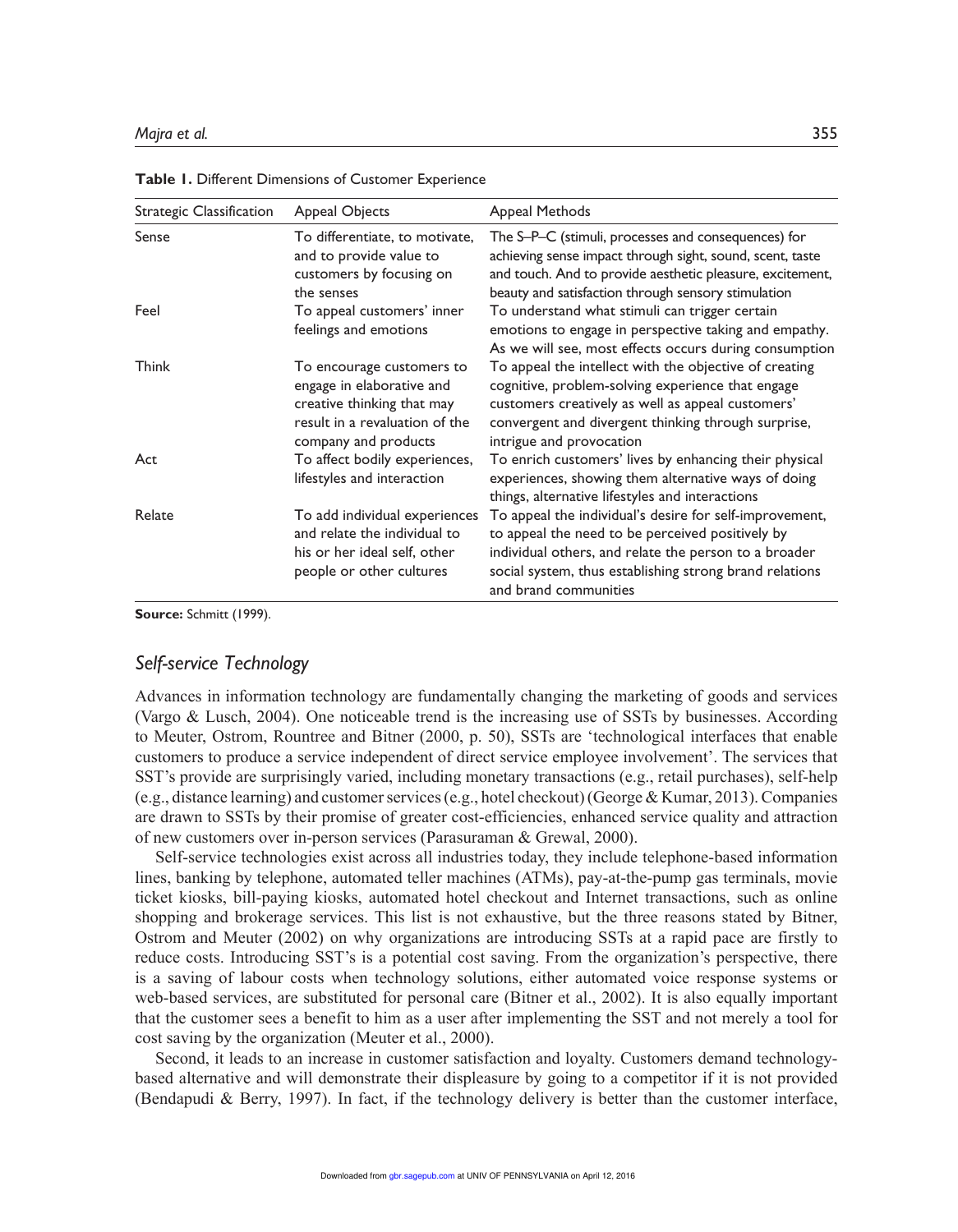**Table 1.** Different Dimensions of Customer Experience

| Strategic Classification | Appeal Objects | Appeal Methods |
| --- | --- | --- |
| Sense | To differentiate, to motivate, and to provide value to customers by focusing on the senses | The S–P–C (stimuli, processes and consequences) for achieving sense impact through sight, sound, scent, taste and touch. And to provide aesthetic pleasure, excitement, beauty and satisfaction through sensory stimulation |
| Feel | To appeal customers' inner feelings and emotions | To understand what stimuli can trigger certain emotions to engage in perspective taking and empathy. As we will see, most effects occurs during consumption |
| Think | To encourage customers to engage in elaborative and creative thinking that may result in a revaluation of the company and products | To appeal the intellect with the objective of creating cognitive, problem-solving experience that engage customers creatively as well as appeal customers' convergent and divergent thinking through surprise, intrigue and provocation |
| Act | To affect bodily experiences, lifestyles and interaction | To enrich customers' lives by enhancing their physical experiences, showing them alternative ways of doing things, alternative lifestyles and interactions |
| Relate | To add individual experiences and relate the individual to his or her ideal self, other people or other cultures | To appeal the individual's desire for self-improvement, to appeal the need to be perceived positively by individual others, and relate the person to a broader social system, thus establishing strong brand relations and brand communities |

**Source:** Schmitt (1999).

## *Self-service Technology*

Advances in information technology are fundamentally changing the marketing of goods and services (Vargo & Lusch, 2004). One noticeable trend is the increasing use of SSTs by businesses. According to Meuter, Ostrom, Rountree and Bitner (2000, p. 50), SSTs are 'technological interfaces that enable customers to produce a service independent of direct service employee involvement'. The services that SST's provide are surprisingly varied, including monetary transactions (e.g., retail purchases), self-help (e.g., distance learning) and customer services (e.g., hotel checkout) (George & Kumar, 2013). Companies are drawn to SSTs by their promise of greater cost-efficiencies, enhanced service quality and attraction of new customers over in-person services (Parasuraman & Grewal, 2000).

Self-service technologies exist across all industries today, they include telephone-based information lines, banking by telephone, automated teller machines (ATMs), pay-at-the-pump gas terminals, movie ticket kiosks, bill-paying kiosks, automated hotel checkout and Internet transactions, such as online shopping and brokerage services. This list is not exhaustive, but the three reasons stated by Bitner, Ostrom and Meuter (2002) on why organizations are introducing SSTs at a rapid pace are firstly to reduce costs. Introducing SST's is a potential cost saving. From the organization's perspective, there is a saving of labour costs when technology solutions, either automated voice response systems or web-based services, are substituted for personal care (Bitner et al., 2002). It is also equally important that the customer sees a benefit to him as a user after implementing the SST and not merely a tool for cost saving by the organization (Meuter et al., 2000).

Second, it leads to an increase in customer satisfaction and loyalty. Customers demand technology-based alternative and will demonstrate their displeasure by going to a competitor if it is not provided (Bendapudi & Berry, 1997). In fact, if the technology delivery is better than the customer interface,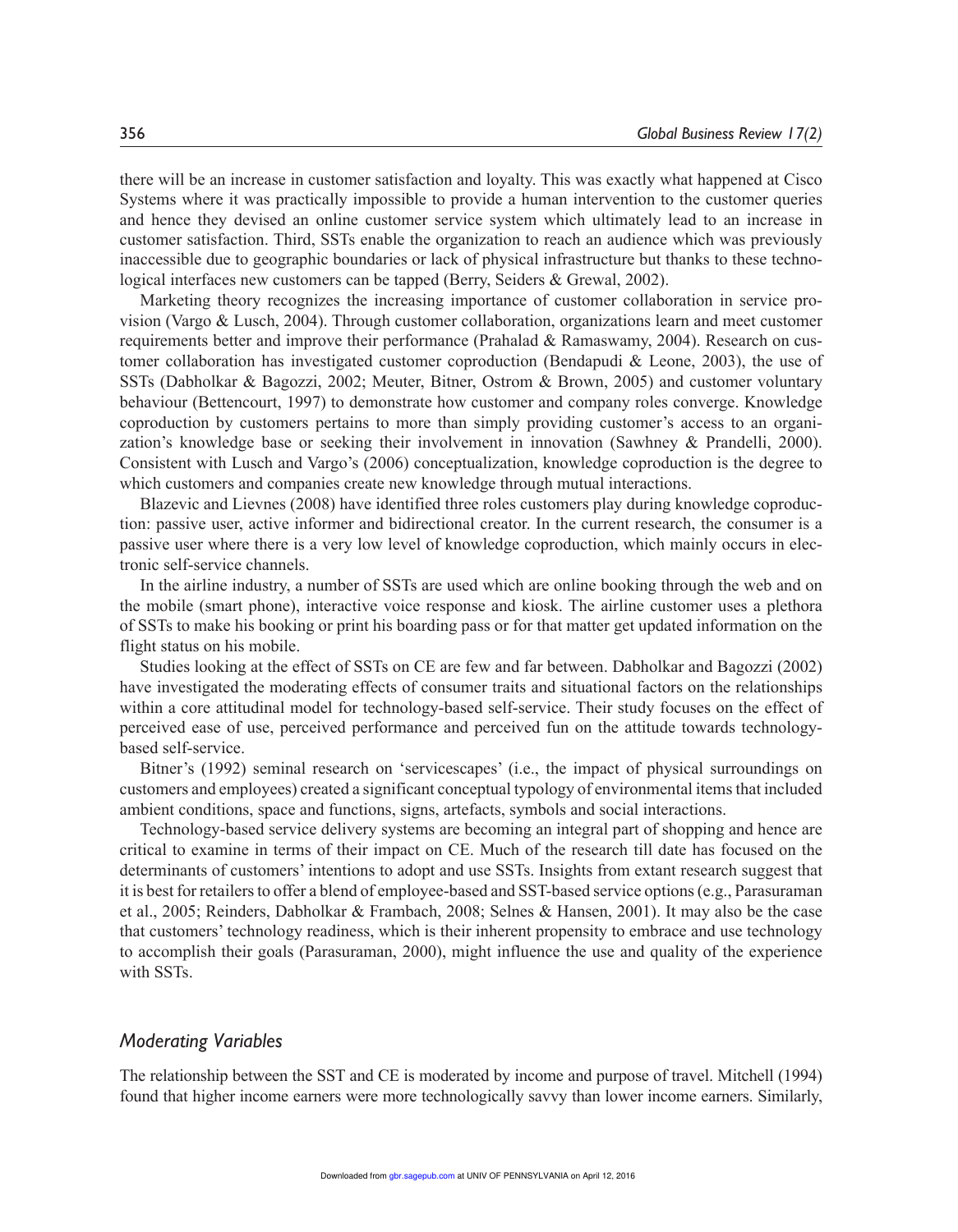there will be an increase in customer satisfaction and loyalty. This was exactly what happened at Cisco Systems where it was practically impossible to provide a human intervention to the customer queries and hence they devised an online customer service system which ultimately lead to an increase in customer satisfaction. Third, SSTs enable the organization to reach an audience which was previously inaccessible due to geographic boundaries or lack of physical infrastructure but thanks to these technological interfaces new customers can be tapped (Berry, Seiders & Grewal, 2002).

Marketing theory recognizes the increasing importance of customer collaboration in service provision (Vargo & Lusch, 2004). Through customer collaboration, organizations learn and meet customer requirements better and improve their performance (Prahalad & Ramaswamy, 2004). Research on customer collaboration has investigated customer coproduction (Bendapudi & Leone, 2003), the use of SSTs (Dabholkar & Bagozzi, 2002; Meuter, Bitner, Ostrom & Brown, 2005) and customer voluntary behaviour (Bettencourt, 1997) to demonstrate how customer and company roles converge. Knowledge coproduction by customers pertains to more than simply providing customer's access to an organization's knowledge base or seeking their involvement in innovation (Sawhney & Prandelli, 2000). Consistent with Lusch and Vargo's (2006) conceptualization, knowledge coproduction is the degree to which customers and companies create new knowledge through mutual interactions.

Blazevic and Lievnes (2008) have identified three roles customers play during knowledge coproduction: passive user, active informer and bidirectional creator. In the current research, the consumer is a passive user where there is a very low level of knowledge coproduction, which mainly occurs in electronic self-service channels.

In the airline industry, a number of SSTs are used which are online booking through the web and on the mobile (smart phone), interactive voice response and kiosk. The airline customer uses a plethora of SSTs to make his booking or print his boarding pass or for that matter get updated information on the flight status on his mobile.

Studies looking at the effect of SSTs on CE are few and far between. Dabholkar and Bagozzi (2002) have investigated the moderating effects of consumer traits and situational factors on the relationships within a core attitudinal model for technology-based self-service. Their study focuses on the effect of perceived ease of use, perceived performance and perceived fun on the attitude towards technology-based self-service.

Bitner's (1992) seminal research on 'servicescapes' (i.e., the impact of physical surroundings on customers and employees) created a significant conceptual typology of environmental items that included ambient conditions, space and functions, signs, artefacts, symbols and social interactions.

Technology-based service delivery systems are becoming an integral part of shopping and hence are critical to examine in terms of their impact on CE. Much of the research till date has focused on the determinants of customers' intentions to adopt and use SSTs. Insights from extant research suggest that it is best for retailers to offer a blend of employee-based and SST-based service options (e.g., Parasuraman et al., 2005; Reinders, Dabholkar & Frambach, 2008; Selnes & Hansen, 2001). It may also be the case that customers' technology readiness, which is their inherent propensity to embrace and use technology to accomplish their goals (Parasuraman, 2000), might influence the use and quality of the experience with SSTs.

### *Moderating Variables*

The relationship between the SST and CE is moderated by income and purpose of travel. Mitchell (1994) found that higher income earners were more technologically savvy than lower income earners. Similarly,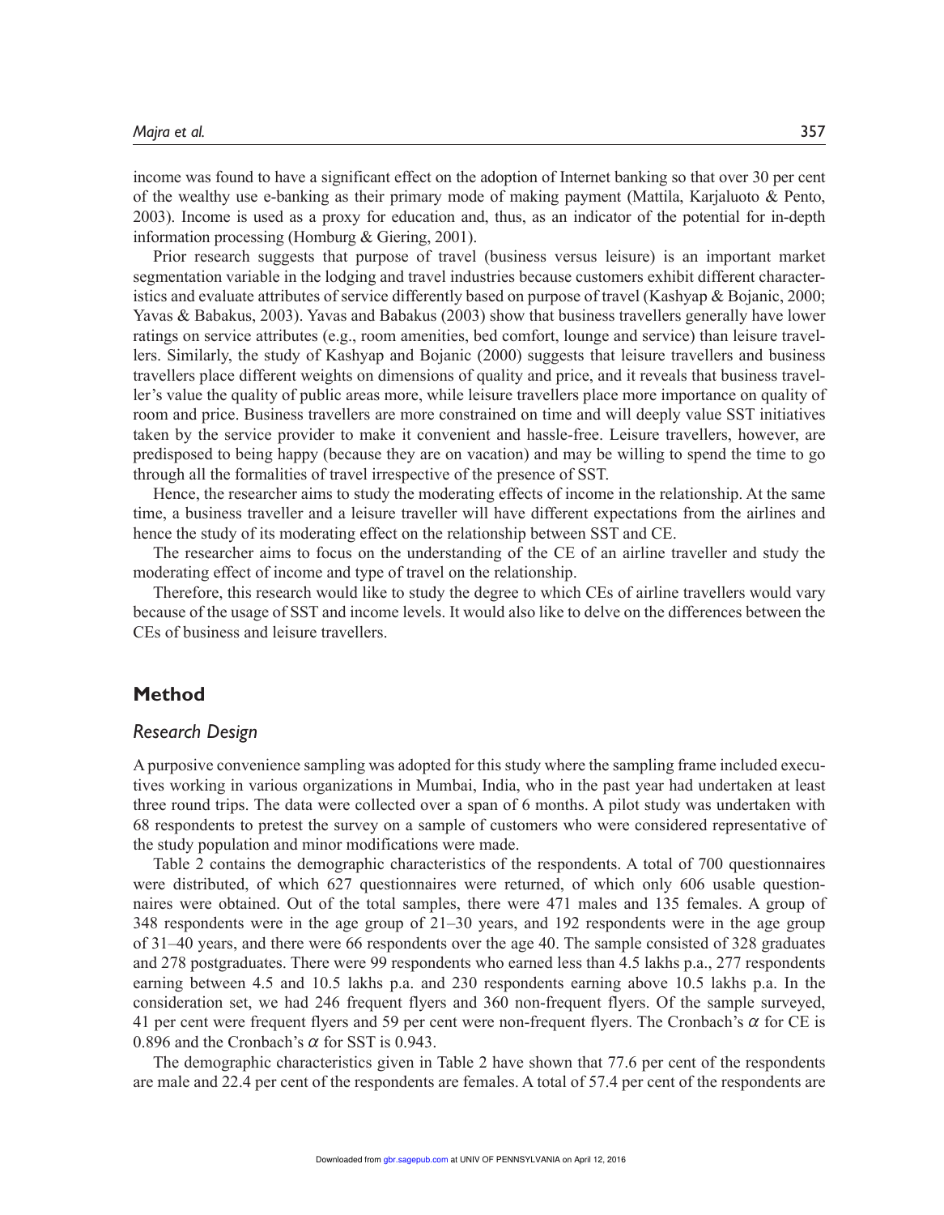income was found to have a significant effect on the adoption of Internet banking so that over 30 per cent of the wealthy use e-banking as their primary mode of making payment (Mattila, Karjaluoto & Pento, 2003). Income is used as a proxy for education and, thus, as an indicator of the potential for in-depth information processing (Homburg & Giering, 2001).

Prior research suggests that purpose of travel (business versus leisure) is an important market segmentation variable in the lodging and travel industries because customers exhibit different characteristics and evaluate attributes of service differently based on purpose of travel (Kashyap & Bojanic, 2000; Yavas & Babakus, 2003). Yavas and Babakus (2003) show that business travellers generally have lower ratings on service attributes (e.g., room amenities, bed comfort, lounge and service) than leisure travellers. Similarly, the study of Kashyap and Bojanic (2000) suggests that leisure travellers and business travellers place different weights on dimensions of quality and price, and it reveals that business traveller's value the quality of public areas more, while leisure travellers place more importance on quality of room and price. Business travellers are more constrained on time and will deeply value SST initiatives taken by the service provider to make it convenient and hassle-free. Leisure travellers, however, are predisposed to being happy (because they are on vacation) and may be willing to spend the time to go through all the formalities of travel irrespective of the presence of SST.

Hence, the researcher aims to study the moderating effects of income in the relationship. At the same time, a business traveller and a leisure traveller will have different expectations from the airlines and hence the study of its moderating effect on the relationship between SST and CE.

The researcher aims to focus on the understanding of the CE of an airline traveller and study the moderating effect of income and type of travel on the relationship.

Therefore, this research would like to study the degree to which CEs of airline travellers would vary because of the usage of SST and income levels. It would also like to delve on the differences between the CEs of business and leisure travellers.

## Method

### *Research Design*

A purposive convenience sampling was adopted for this study where the sampling frame included executives working in various organizations in Mumbai, India, who in the past year had undertaken at least three round trips. The data were collected over a span of 6 months. A pilot study was undertaken with 68 respondents to pretest the survey on a sample of customers who were considered representative of the study population and minor modifications were made.

Table 2 contains the demographic characteristics of the respondents. A total of 700 questionnaires were distributed, of which 627 questionnaires were returned, of which only 606 usable questionnaires were obtained. Out of the total samples, there were 471 males and 135 females. A group of 348 respondents were in the age group of 21–30 years, and 192 respondents were in the age group of 31–40 years, and there were 66 respondents over the age 40. The sample consisted of 328 graduates and 278 postgraduates. There were 99 respondents who earned less than 4.5 lakhs p.a., 277 respondents earning between 4.5 and 10.5 lakhs p.a. and 230 respondents earning above 10.5 lakhs p.a. In the consideration set, we had 246 frequent flyers and 360 non-frequent flyers. Of the sample surveyed, 41 per cent were frequent flyers and 59 per cent were non-frequent flyers. The Cronbach's $\alpha$ for CE is 0.896 and the Cronbach's $\alpha$ for SST is 0.943.

The demographic characteristics given in Table 2 have shown that 77.6 per cent of the respondents are male and 22.4 per cent of the respondents are females. A total of 57.4 per cent of the respondents are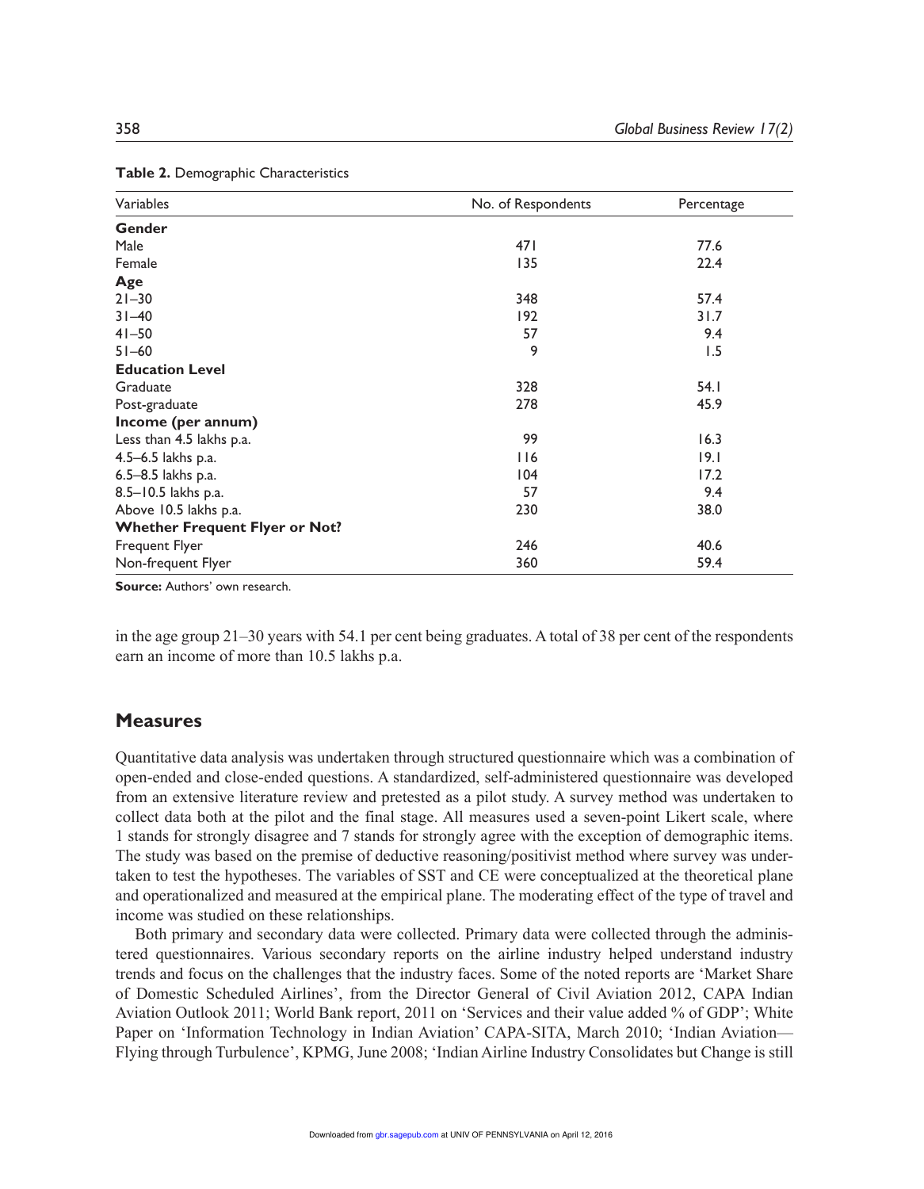**Table 2.** Demographic Characteristics

| Variables | No. of Respondents | Percentage |
|---|---|---|
| **Gender** | | |
| Male | 471 | 77.6 |
| Female | 135 | 22.4 |
| **Age** | | |
| 21–30 | 348 | 57.4 |
| 31–40 | 192 | 31.7 |
| 41–50 | 57 | 9.4 |
| 51–60 | 9 | 1.5 |
| **Education Level** | | |
| Graduate | 328 | 54.1 |
| Post-graduate | 278 | 45.9 |
| **Income (per annum)** | | |
| Less than 4.5 lakhs p.a. | 99 | 16.3 |
| 4.5–6.5 lakhs p.a. | 116 | 19.1 |
| 6.5–8.5 lakhs p.a. | 104 | 17.2 |
| 8.5–10.5 lakhs p.a. | 57 | 9.4 |
| Above 10.5 lakhs p.a. | 230 | 38.0 |
| **Whether Frequent Flyer or Not?** | | |
| Frequent Flyer | 246 | 40.6 |
| Non-frequent Flyer | 360 | 59.4 |

**Source:** Authors' own research.

in the age group 21–30 years with 54.1 per cent being graduates. A total of 38 per cent of the respondents earn an income of more than 10.5 lakhs p.a.

## Measures

Quantitative data analysis was undertaken through structured questionnaire which was a combination of open-ended and close-ended questions. A standardized, self-administered questionnaire was developed from an extensive literature review and pretested as a pilot study. A survey method was undertaken to collect data both at the pilot and the final stage. All measures used a seven-point Likert scale, where 1 stands for strongly disagree and 7 stands for strongly agree with the exception of demographic items. The study was based on the premise of deductive reasoning/positivist method where survey was undertaken to test the hypotheses. The variables of SST and CE were conceptualized at the theoretical plane and operationalized and measured at the empirical plane. The moderating effect of the type of travel and income was studied on these relationships.

Both primary and secondary data were collected. Primary data were collected through the administered questionnaires. Various secondary reports on the airline industry helped understand industry trends and focus on the challenges that the industry faces. Some of the noted reports are 'Market Share of Domestic Scheduled Airlines', from the Director General of Civil Aviation 2012, CAPA Indian Aviation Outlook 2011; World Bank report, 2011 on 'Services and their value added % of GDP'; White Paper on 'Information Technology in Indian Aviation' CAPA-SITA, March 2010; 'Indian Aviation—Flying through Turbulence', KPMG, June 2008; 'Indian Airline Industry Consolidates but Change is still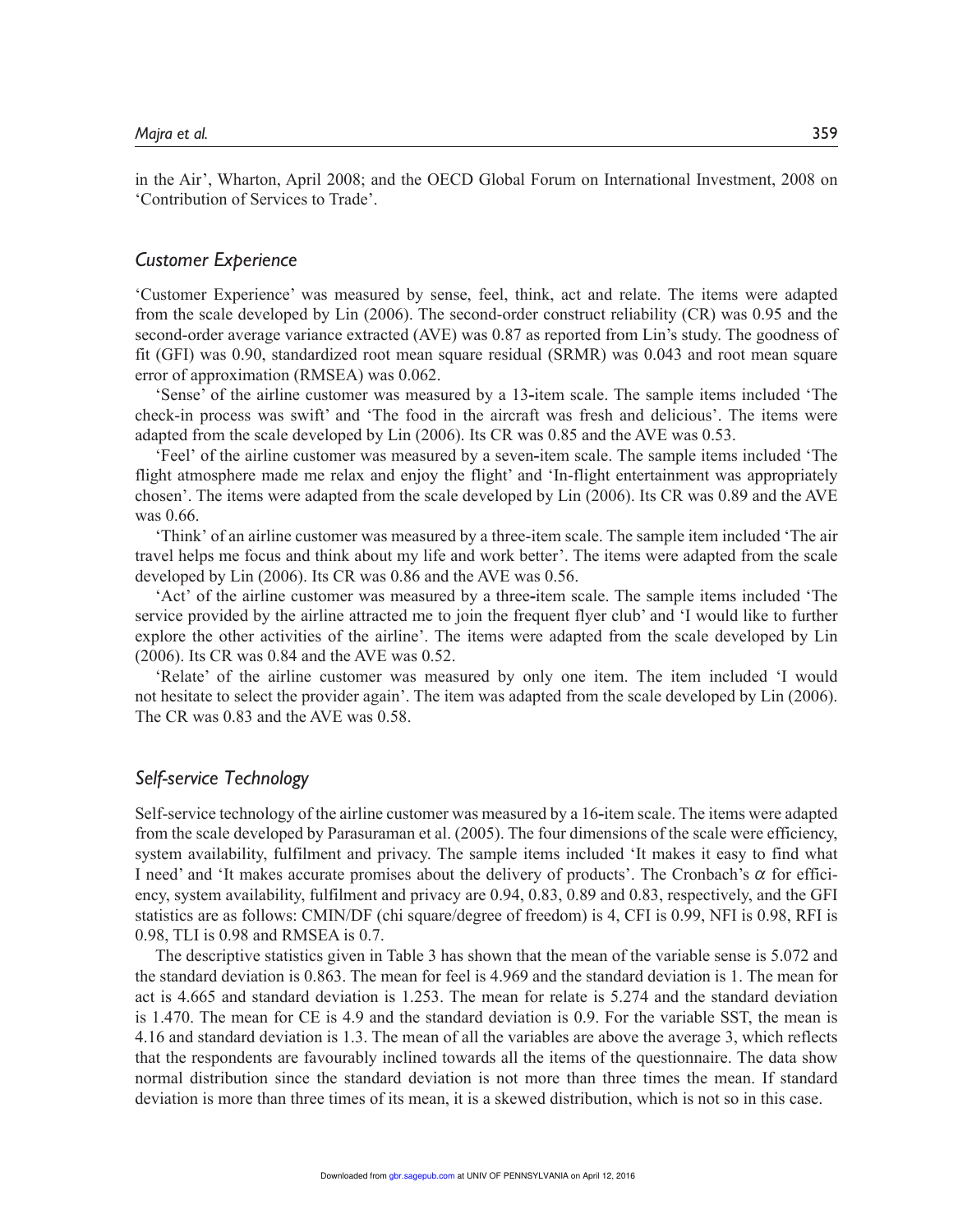in the Air', Wharton, April 2008; and the OECD Global Forum on International Investment, 2008 on 'Contribution of Services to Trade'.

## *Customer Experience*

'Customer Experience' was measured by sense, feel, think, act and relate. The items were adapted from the scale developed by Lin (2006). The second-order construct reliability (CR) was 0.95 and the second-order average variance extracted (AVE) was 0.87 as reported from Lin's study. The goodness of fit (GFI) was 0.90, standardized root mean square residual (SRMR) was 0.043 and root mean square error of approximation (RMSEA) was 0.062.

'Sense' of the airline customer was measured by a 13-item scale. The sample items included 'The check-in process was swift' and 'The food in the aircraft was fresh and delicious'. The items were adapted from the scale developed by Lin (2006). Its CR was 0.85 and the AVE was 0.53.

'Feel' of the airline customer was measured by a seven-item scale. The sample items included 'The flight atmosphere made me relax and enjoy the flight' and 'In-flight entertainment was appropriately chosen'. The items were adapted from the scale developed by Lin (2006). Its CR was 0.89 and the AVE was 0.66.

'Think' of an airline customer was measured by a three-item scale. The sample item included 'The air travel helps me focus and think about my life and work better'. The items were adapted from the scale developed by Lin (2006). Its CR was 0.86 and the AVE was 0.56.

'Act' of the airline customer was measured by a three-item scale. The sample items included 'The service provided by the airline attracted me to join the frequent flyer club' and 'I would like to further explore the other activities of the airline'. The items were adapted from the scale developed by Lin (2006). Its CR was 0.84 and the AVE was 0.52.

'Relate' of the airline customer was measured by only one item. The item included 'I would not hesitate to select the provider again'. The item was adapted from the scale developed by Lin (2006). The CR was 0.83 and the AVE was 0.58.

## *Self-service Technology*

Self-service technology of the airline customer was measured by a 16-item scale. The items were adapted from the scale developed by Parasuraman et al. (2005). The four dimensions of the scale were efficiency, system availability, fulfilment and privacy. The sample items included 'It makes it easy to find what I need' and 'It makes accurate promises about the delivery of products'. The Cronbach's $\alpha$ for efficiency, system availability, fulfilment and privacy are 0.94, 0.83, 0.89 and 0.83, respectively, and the GFI statistics are as follows: CMIN/DF (chi square/degree of freedom) is 4, CFI is 0.99, NFI is 0.98, RFI is 0.98, TLI is 0.98 and RMSEA is 0.7.

The descriptive statistics given in Table 3 has shown that the mean of the variable sense is 5.072 and the standard deviation is 0.863. The mean for feel is 4.969 and the standard deviation is 1. The mean for act is 4.665 and standard deviation is 1.253. The mean for relate is 5.274 and the standard deviation is 1.470. The mean for CE is 4.9 and the standard deviation is 0.9. For the variable SST, the mean is 4.16 and standard deviation is 1.3. The mean of all the variables are above the average 3, which reflects that the respondents are favourably inclined towards all the items of the questionnaire. The data show normal distribution since the standard deviation is not more than three times the mean. If standard deviation is more than three times of its mean, it is a skewed distribution, which is not so in this case.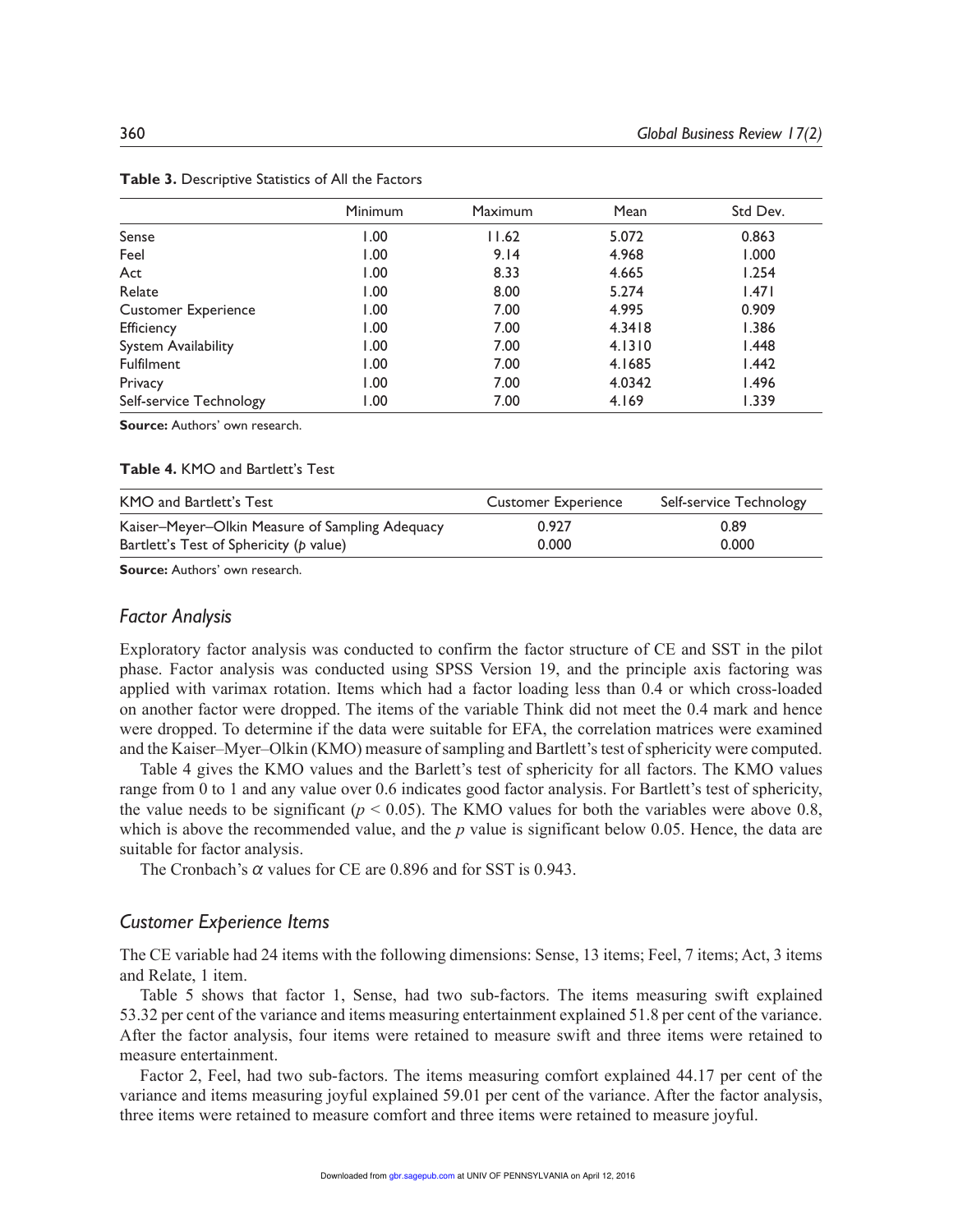**Table 3.** Descriptive Statistics of All the Factors

| | Minimum | Maximum | Mean | Std Dev. |
|---|---|---|---|---|
| Sense | 1.00 | 11.62 | 5.072 | 0.863 |
| Feel | 1.00 | 9.14 | 4.968 | 1.000 |
| Act | 1.00 | 8.33 | 4.665 | 1.254 |
| Relate | 1.00 | 8.00 | 5.274 | 1.471 |
| Customer Experience | 1.00 | 7.00 | 4.995 | 0.909 |
| Efficiency | 1.00 | 7.00 | 4.3418 | 1.386 |
| System Availability | 1.00 | 7.00 | 4.1310 | 1.448 |
| Fulfilment | 1.00 | 7.00 | 4.1685 | 1.442 |
| Privacy | 1.00 | 7.00 | 4.0342 | 1.496 |
| Self-service Technology | 1.00 | 7.00 | 4.169 | 1.339 |

**Source:** Authors' own research.

**Table 4.** KMO and Bartlett's Test

| KMO and Bartlett's Test | Customer Experience | Self-service Technology |
|---|---|---|
| Kaiser–Meyer–Olkin Measure of Sampling Adequacy | 0.927 | 0.89 |
| Bartlett's Test of Sphericity (*p* value) | 0.000 | 0.000 |

**Source:** Authors' own research.

## *Factor Analysis*

Exploratory factor analysis was conducted to confirm the factor structure of CE and SST in the pilot phase. Factor analysis was conducted using SPSS Version 19, and the principle axis factoring was applied with varimax rotation. Items which had a factor loading less than 0.4 or which cross-loaded on another factor were dropped. The items of the variable Think did not meet the 0.4 mark and hence were dropped. To determine if the data were suitable for EFA, the correlation matrices were examined and the Kaiser–Myer–Olkin (KMO) measure of sampling and Bartlett's test of sphericity were computed.

Table 4 gives the KMO values and the Barlett's test of sphericity for all factors. The KMO values range from 0 to 1 and any value over 0.6 indicates good factor analysis. For Bartlett's test of sphericity, the value needs to be significant ($p < 0.05$). The KMO values for both the variables were above 0.8, which is above the recommended value, and the *p* value is significant below 0.05. Hence, the data are suitable for factor analysis.

The Cronbach's $\alpha$ values for CE are 0.896 and for SST is 0.943.

## *Customer Experience Items*

The CE variable had 24 items with the following dimensions: Sense, 13 items; Feel, 7 items; Act, 3 items and Relate, 1 item.

Table 5 shows that factor 1, Sense, had two sub-factors. The items measuring swift explained 53.32 per cent of the variance and items measuring entertainment explained 51.8 per cent of the variance. After the factor analysis, four items were retained to measure swift and three items were retained to measure entertainment.

Factor 2, Feel, had two sub-factors. The items measuring comfort explained 44.17 per cent of the variance and items measuring joyful explained 59.01 per cent of the variance. After the factor analysis, three items were retained to measure comfort and three items were retained to measure joyful.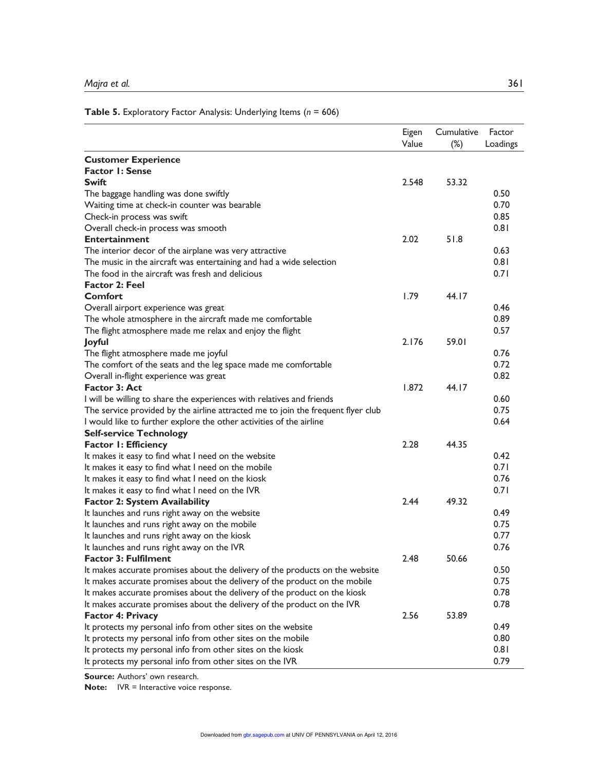**Table 5.** Exploratory Factor Analysis: Underlying Items (*n* = 606)

| | Eigen Value | Cumulative (%) | Factor Loadings |
|---|---|---|---|
| **Customer Experience** | | | |
| **Factor 1: Sense** | | | |
| **Swift** | 2.548 | 53.32 | |
| The baggage handling was done swiftly | | | 0.50 |
| Waiting time at check-in counter was bearable | | | 0.70 |
| Check-in process was swift | | | 0.85 |
| Overall check-in process was smooth | | | 0.81 |
| **Entertainment** | 2.02 | 51.8 | |
| The interior decor of the airplane was very attractive | | | 0.63 |
| The music in the aircraft was entertaining and had a wide selection | | | 0.81 |
| The food in the aircraft was fresh and delicious | | | 0.71 |
| **Factor 2: Feel** | | | |
| **Comfort** | 1.79 | 44.17 | |
| Overall airport experience was great | | | 0.46 |
| The whole atmosphere in the aircraft made me comfortable | | | 0.89 |
| The flight atmosphere made me relax and enjoy the flight | | | 0.57 |
| **Joyful** | 2.176 | 59.01 | |
| The flight atmosphere made me joyful | | | 0.76 |
| The comfort of the seats and the leg space made me comfortable | | | 0.72 |
| Overall in-flight experience was great | | | 0.82 |
| **Factor 3: Act** | 1.872 | 44.17 | |
| I will be willing to share the experiences with relatives and friends | | | 0.60 |
| The service provided by the airline attracted me to join the frequent flyer club | | | 0.75 |
| I would like to further explore the other activities of the airline | | | 0.64 |
| **Self-service Technology** | | | |
| **Factor 1: Efficiency** | 2.28 | 44.35 | |
| It makes it easy to find what I need on the website | | | 0.42 |
| It makes it easy to find what I need on the mobile | | | 0.71 |
| It makes it easy to find what I need on the kiosk | | | 0.76 |
| It makes it easy to find what I need on the IVR | | | 0.71 |
| **Factor 2: System Availability** | 2.44 | 49.32 | |
| It launches and runs right away on the website | | | 0.49 |
| It launches and runs right away on the mobile | | | 0.75 |
| It launches and runs right away on the kiosk | | | 0.77 |
| It launches and runs right away on the IVR | | | 0.76 |
| **Factor 3: Fulfilment** | 2.48 | 50.66 | |
| It makes accurate promises about the delivery of the products on the website | | | 0.50 |
| It makes accurate promises about the delivery of the product on the mobile | | | 0.75 |
| It makes accurate promises about the delivery of the product on the kiosk | | | 0.78 |
| It makes accurate promises about the delivery of the product on the IVR | | | 0.78 |
| **Factor 4: Privacy** | 2.56 | 53.89 | |
| It protects my personal info from other sites on the website | | | 0.49 |
| It protects my personal info from other sites on the mobile | | | 0.80 |
| It protects my personal info from other sites on the kiosk | | | 0.81 |
| It protects my personal info from other sites on the IVR | | | 0.79 |

**Source:** Authors' own research.

**Note:** IVR = Interactive voice response.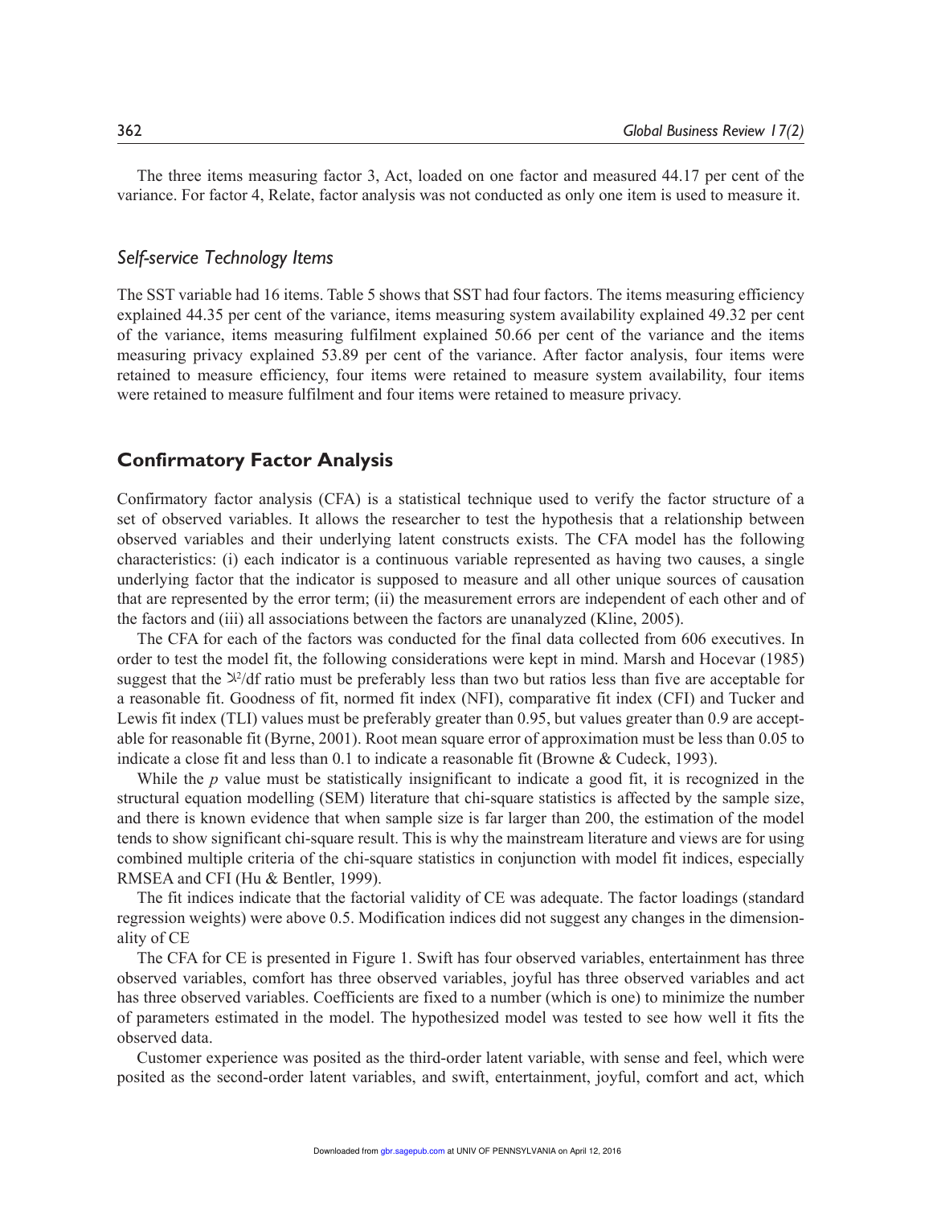The three items measuring factor 3, Act, loaded on one factor and measured 44.17 per cent of the variance. For factor 4, Relate, factor analysis was not conducted as only one item is used to measure it.

### *Self-service Technology Items*

The SST variable had 16 items. Table 5 shows that SST had four factors. The items measuring efficiency explained 44.35 per cent of the variance, items measuring system availability explained 49.32 per cent of the variance, items measuring fulfilment explained 50.66 per cent of the variance and the items measuring privacy explained 53.89 per cent of the variance. After factor analysis, four items were retained to measure efficiency, four items were retained to measure system availability, four items were retained to measure fulfilment and four items were retained to measure privacy.

## Confirmatory Factor Analysis

Confirmatory factor analysis (CFA) is a statistical technique used to verify the factor structure of a set of observed variables. It allows the researcher to test the hypothesis that a relationship between observed variables and their underlying latent constructs exists. The CFA model has the following characteristics: (i) each indicator is a continuous variable represented as having two causes, a single underlying factor that the indicator is supposed to measure and all other unique sources of causation that are represented by the error term; (ii) the measurement errors are independent of each other and of the factors and (iii) all associations between the factors are unanalyzed (Kline, 2005).

The CFA for each of the factors was conducted for the final data collected from 606 executives. In order to test the model fit, the following considerations were kept in mind. Marsh and Hocevar (1985) suggest that the $\chi^2$/df ratio must be preferably less than two but ratios less than five are acceptable for a reasonable fit. Goodness of fit, normed fit index (NFI), comparative fit index (CFI) and Tucker and Lewis fit index (TLI) values must be preferably greater than 0.95, but values greater than 0.9 are acceptable for reasonable fit (Byrne, 2001). Root mean square error of approximation must be less than 0.05 to indicate a close fit and less than 0.1 to indicate a reasonable fit (Browne & Cudeck, 1993).

While the *p* value must be statistically insignificant to indicate a good fit, it is recognized in the structural equation modelling (SEM) literature that chi-square statistics is affected by the sample size, and there is known evidence that when sample size is far larger than 200, the estimation of the model tends to show significant chi-square result. This is why the mainstream literature and views are for using combined multiple criteria of the chi-square statistics in conjunction with model fit indices, especially RMSEA and CFI (Hu & Bentler, 1999).

The fit indices indicate that the factorial validity of CE was adequate. The factor loadings (standard regression weights) were above 0.5. Modification indices did not suggest any changes in the dimensionality of CE

The CFA for CE is presented in Figure 1. Swift has four observed variables, entertainment has three observed variables, comfort has three observed variables, joyful has three observed variables and act has three observed variables. Coefficients are fixed to a number (which is one) to minimize the number of parameters estimated in the model. The hypothesized model was tested to see how well it fits the observed data.

Customer experience was posited as the third-order latent variable, with sense and feel, which were posited as the second-order latent variables, and swift, entertainment, joyful, comfort and act, which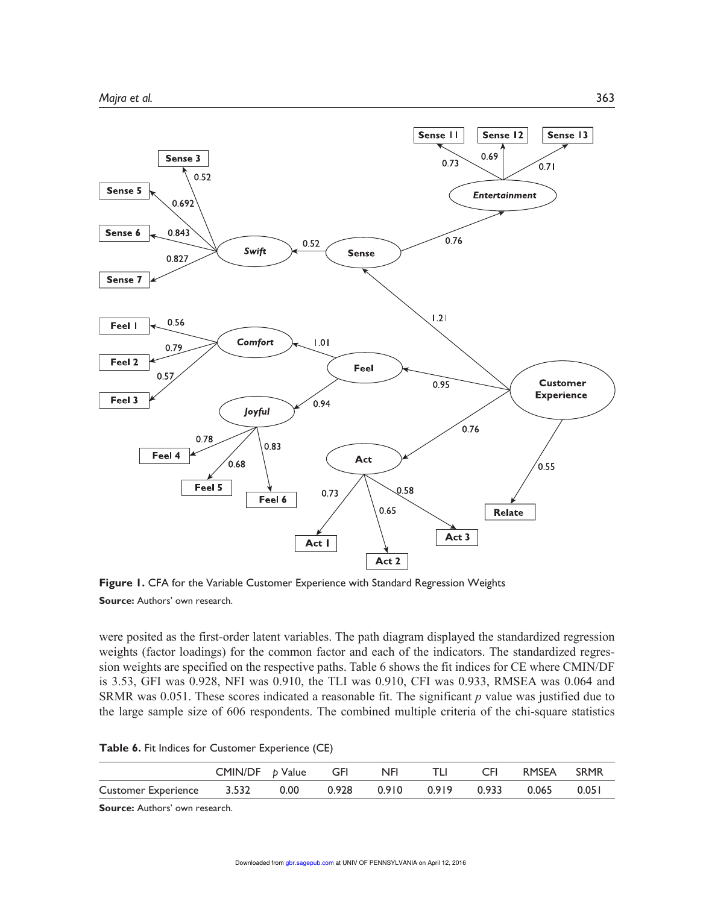**Figure 1.** CFA for the Variable Customer Experience with Standard Regression Weights

**Source:** Authors' own research.

were posited as the first-order latent variables. The path diagram displayed the standardized regression weights (factor loadings) for the common factor and each of the indicators. The standardized regression weights are specified on the respective paths. Table 6 shows the fit indices for CE where CMIN/DF is 3.53, GFI was 0.928, NFI was 0.910, the TLI was 0.910, CFI was 0.933, RMSEA was 0.064 and SRMR was 0.051. These scores indicated a reasonable fit. The significant $p$ value was justified due to the large sample size of 606 respondents. The combined multiple criteria of the chi-square statistics

**Table 6.** Fit Indices for Customer Experience (CE)

| | CMIN/DF | $p$ Value | GFI | NFI | TLI | CFI | RMSEA | SRMR |
|---|---|---|---|---|---|---|---|---|
| Customer Experience | 3.532 | 0.00 | 0.928 | 0.910 | 0.919 | 0.933 | 0.065 | 0.051 |

**Source:** Authors' own research.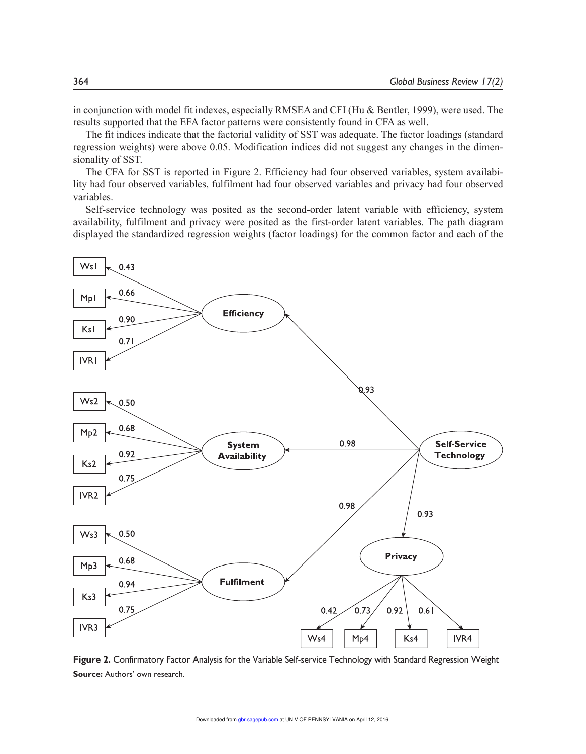in conjunction with model fit indexes, especially RMSEA and CFI (Hu & Bentler, 1999), were used. The results supported that the EFA factor patterns were consistently found in CFA as well.

The fit indices indicate that the factorial validity of SST was adequate. The factor loadings (standard regression weights) were above 0.05. Modification indices did not suggest any changes in the dimensionality of SST.

The CFA for SST is reported in Figure 2. Efficiency had four observed variables, system availability had four observed variables, fulfilment had four observed variables and privacy had four observed variables.

Self-service technology was posited as the second-order latent variable with efficiency, system availability, fulfilment and privacy were posited as the first-order latent variables. The path diagram displayed the standardized regression weights (factor loadings) for the common factor and each of the

**Figure 2.** Confirmatory Factor Analysis for the Variable Self-service Technology with Standard Regression Weight

**Source:** Authors' own research.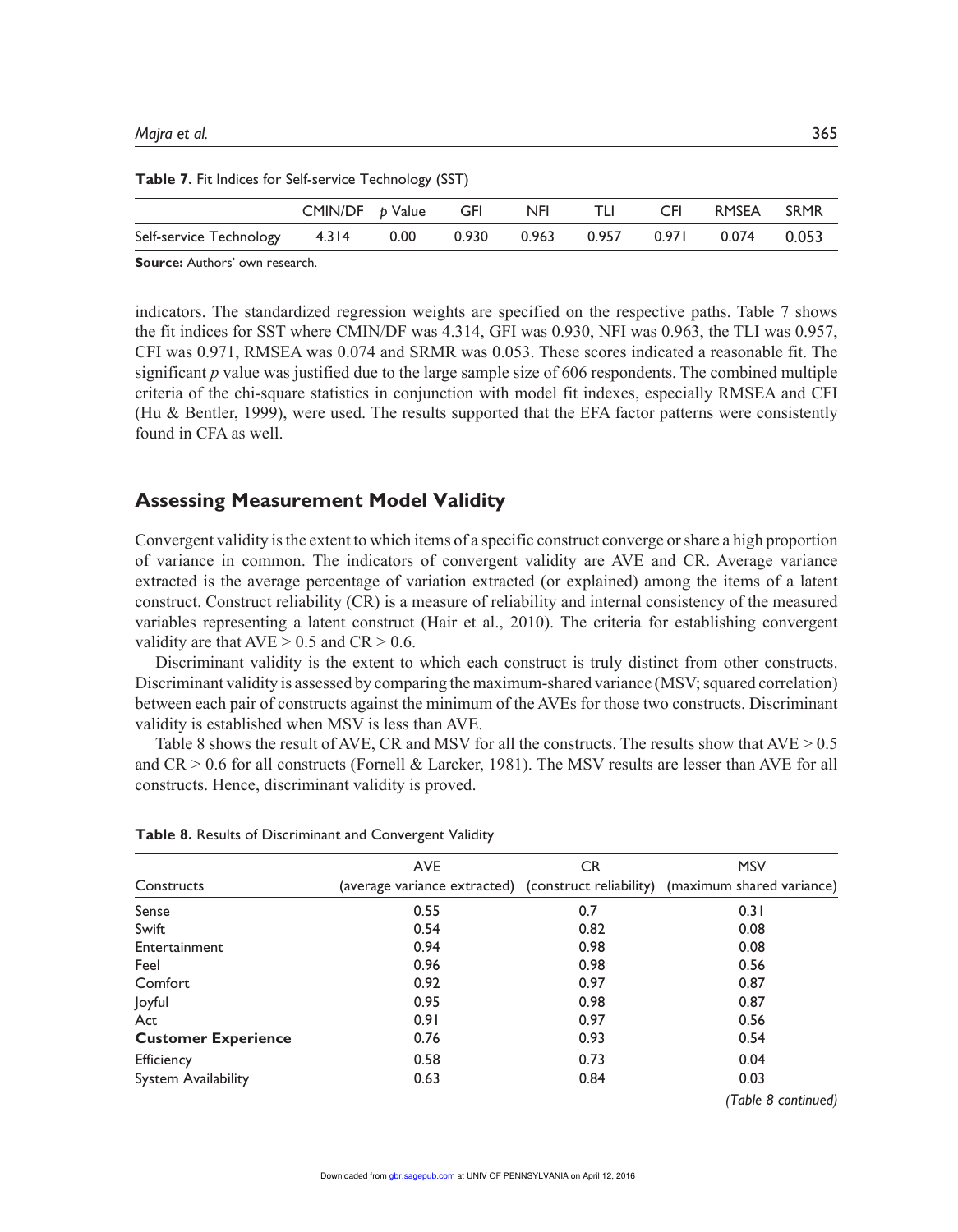**Table 7.** Fit Indices for Self-service Technology (SST)

| | CMIN/DF | *p* Value | GFI | NFI | TLI | CFI | RMSEA | SRMR |
|---|---|---|---|---|---|---|---|---|
| Self-service Technology | 4.314 | 0.00 | 0.930 | 0.963 | 0.957 | 0.971 | 0.074 | 0.053 |

**Source:** Authors' own research.

indicators. The standardized regression weights are specified on the respective paths. Table 7 shows the fit indices for SST where CMIN/DF was 4.314, GFI was 0.930, NFI was 0.963, the TLI was 0.957, CFI was 0.971, RMSEA was 0.074 and SRMR was 0.053. These scores indicated a reasonable fit. The significant $p$ value was justified due to the large sample size of 606 respondents. The combined multiple criteria of the chi-square statistics in conjunction with model fit indexes, especially RMSEA and CFI (Hu & Bentler, 1999), were used. The results supported that the EFA factor patterns were consistently found in CFA as well.

## Assessing Measurement Model Validity

Convergent validity is the extent to which items of a specific construct converge or share a high proportion of variance in common. The indicators of convergent validity are AVE and CR. Average variance extracted is the average percentage of variation extracted (or explained) among the items of a latent construct. Construct reliability (CR) is a measure of reliability and internal consistency of the measured variables representing a latent construct (Hair et al., 2010). The criteria for establishing convergent validity are that AVE > 0.5 and CR > 0.6.

Discriminant validity is the extent to which each construct is truly distinct from other constructs. Discriminant validity is assessed by comparing the maximum-shared variance (MSV; squared correlation) between each pair of constructs against the minimum of the AVEs for those two constructs. Discriminant validity is established when MSV is less than AVE.

Table 8 shows the result of AVE, CR and MSV for all the constructs. The results show that AVE > 0.5 and CR > 0.6 for all constructs (Fornell & Larcker, 1981). The MSV results are lesser than AVE for all constructs. Hence, discriminant validity is proved.

**Table 8.** Results of Discriminant and Convergent Validity

| Constructs | AVE (average variance extracted) | CR (construct reliability) | MSV (maximum shared variance) |
|---|---|---|---|
| Sense | 0.55 | 0.7 | 0.31 |
| Swift | 0.54 | 0.82 | 0.08 |
| Entertainment | 0.94 | 0.98 | 0.08 |
| Feel | 0.96 | 0.98 | 0.56 |
| Comfort | 0.92 | 0.97 | 0.87 |
| Joyful | 0.95 | 0.98 | 0.87 |
| Act | 0.91 | 0.97 | 0.56 |
| **Customer Experience** | 0.76 | 0.93 | 0.54 |
| Efficiency | 0.58 | 0.73 | 0.04 |
| System Availability | 0.63 | 0.84 | 0.03 |

*(Table 8 continued)*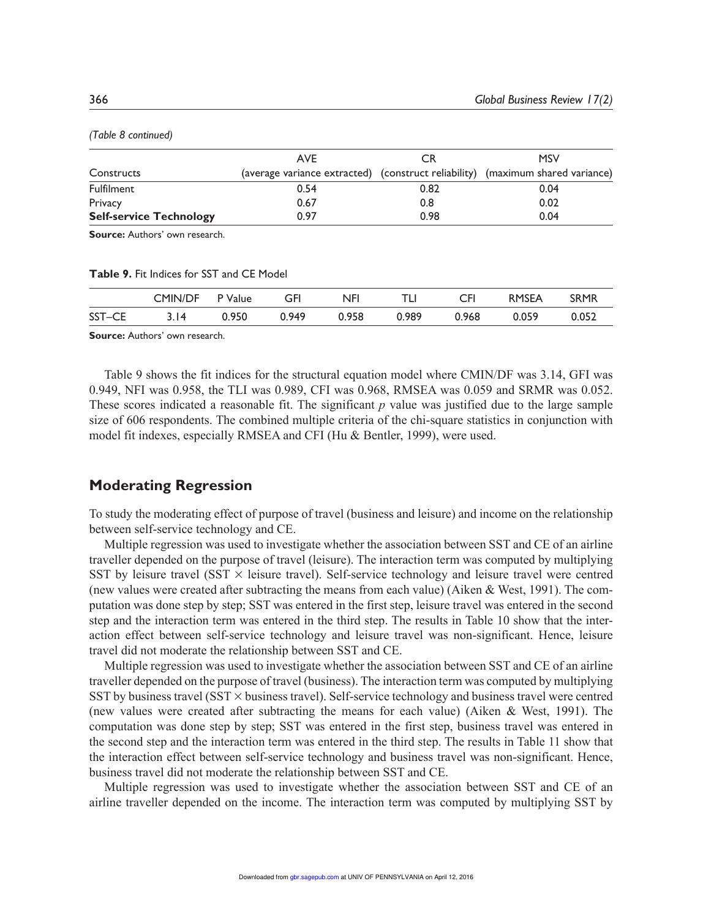*(Table 8 continued)*

| Constructs | AVE (average variance extracted) | CR (construct reliability) | MSV (maximum shared variance) |
|---|---|---|---|
| Fulfilment | 0.54 | 0.82 | 0.04 |
| Privacy | 0.67 | 0.8 | 0.02 |
| **Self-service Technology** | 0.97 | 0.98 | 0.04 |

**Source:** Authors' own research.

**Table 9.** Fit Indices for SST and CE Model

| | CMIN/DF | P Value | GFI | NFI | TLI | CFI | RMSEA | SRMR |
|---|---|---|---|---|---|---|---|---|
| SST–CE | 3.14 | 0.950 | 0.949 | 0.958 | 0.989 | 0.968 | 0.059 | 0.052 |

**Source:** Authors' own research.

Table 9 shows the fit indices for the structural equation model where CMIN/DF was 3.14, GFI was 0.949, NFI was 0.958, the TLI was 0.989, CFI was 0.968, RMSEA was 0.059 and SRMR was 0.052. These scores indicated a reasonable fit. The significant *p* value was justified due to the large sample size of 606 respondents. The combined multiple criteria of the chi-square statistics in conjunction with model fit indexes, especially RMSEA and CFI (Hu & Bentler, 1999), were used.

## Moderating Regression

To study the moderating effect of purpose of travel (business and leisure) and income on the relationship between self-service technology and CE.

Multiple regression was used to investigate whether the association between SST and CE of an airline traveller depended on the purpose of travel (leisure). The interaction term was computed by multiplying SST by leisure travel (SST × leisure travel). Self-service technology and leisure travel were centred (new values were created after subtracting the means from each value) (Aiken & West, 1991). The computation was done step by step; SST was entered in the first step, leisure travel was entered in the second step and the interaction term was entered in the third step. The results in Table 10 show that the interaction effect between self-service technology and leisure travel was non-significant. Hence, leisure travel did not moderate the relationship between SST and CE.

Multiple regression was used to investigate whether the association between SST and CE of an airline traveller depended on the purpose of travel (business). The interaction term was computed by multiplying SST by business travel (SST × business travel). Self-service technology and business travel were centred (new values were created after subtracting the means for each value) (Aiken & West, 1991). The computation was done step by step; SST was entered in the first step, business travel was entered in the second step and the interaction term was entered in the third step. The results in Table 11 show that the interaction effect between self-service technology and business travel was non-significant. Hence, business travel did not moderate the relationship between SST and CE.

Multiple regression was used to investigate whether the association between SST and CE of an airline traveller depended on the income. The interaction term was computed by multiplying SST by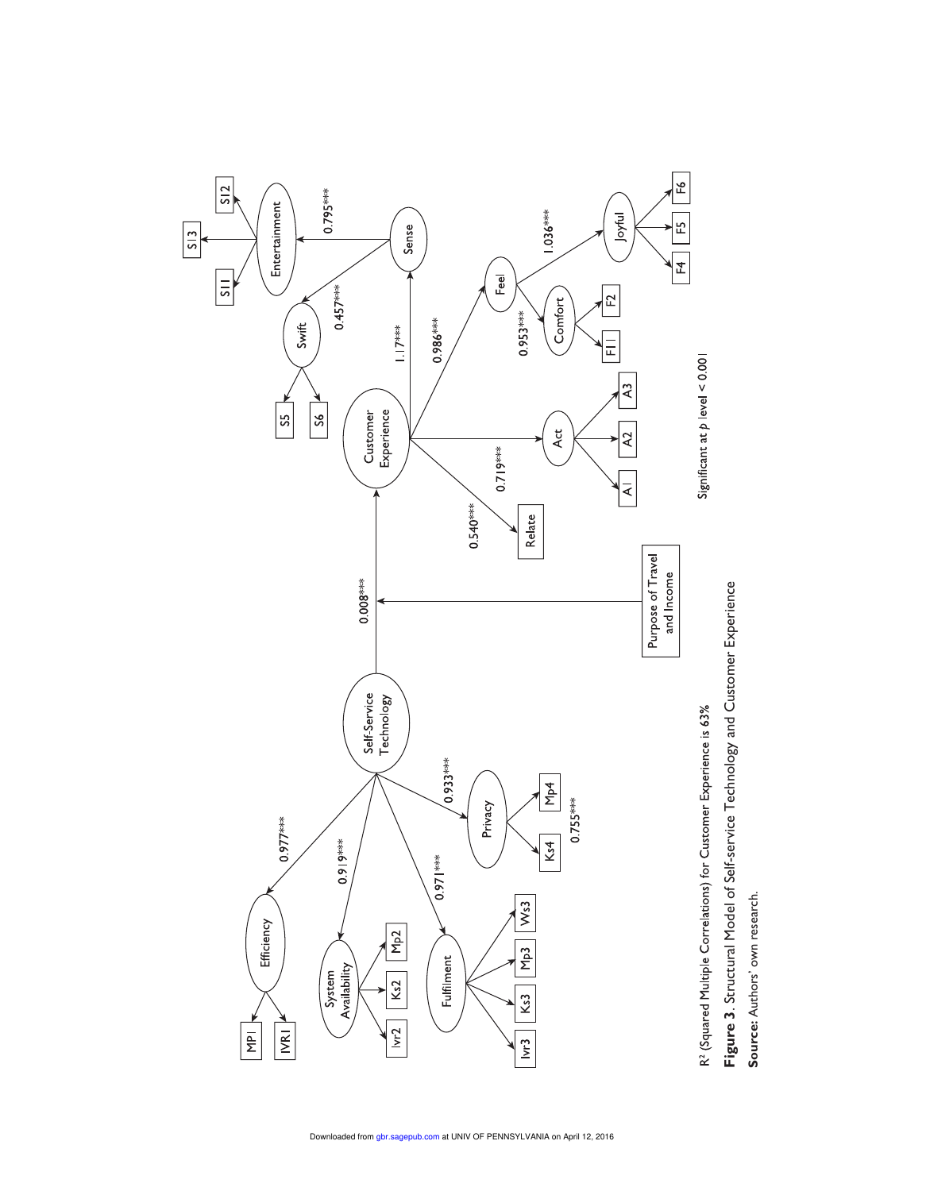Significant at $p$ level < 0.001

$R^2$ (Squared Multiple Correlations) for Customer Experience is 63%

**Figure 3**. Structural Model of Self-service Technology and Customer Experience

**Source:** Authors' own research.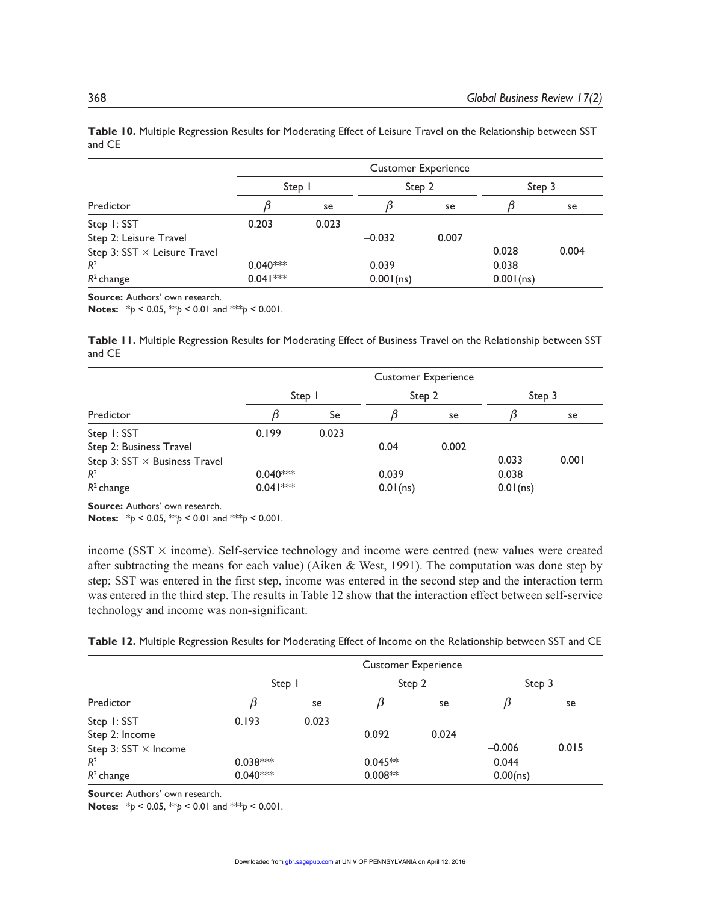**Table 10.** Multiple Regression Results for Moderating Effect of Leisure Travel on the Relationship between SST and CE

| | Customer Experience | | | | | |
|---|---|---|---|---|---|---|
| | Step 1 | | Step 2 | | Step 3 | |
| Predictor | $\beta$ | se | $\beta$ | se | $\beta$ | se |
| Step 1: SST | 0.203 | 0.023 | | | | |
| Step 2: Leisure Travel | | | –0.032 | 0.007 | | |
| Step 3: SST × Leisure Travel | | | | | 0.028 | 0.004 |
| $R^2$ | 0.040*** | | 0.039 | | 0.038 | |
| $R^2$ change | 0.041*** | | 0.001(ns) | | 0.001(ns) | |

**Source:** Authors' own research.
**Notes:** *$p < 0.05$, **$p < 0.01$ and ***$p < 0.001$.

**Table 11.** Multiple Regression Results for Moderating Effect of Business Travel on the Relationship between SST and CE

| | Customer Experience | | | | | |
|---|---|---|---|---|---|---|
| | Step 1 | | Step 2 | | Step 3 | |
| Predictor | $\beta$ | Se | $\beta$ | se | $\beta$ | se |
| Step 1: SST | 0.199 | 0.023 | | | | |
| Step 2: Business Travel | | | 0.04 | 0.002 | | |
| Step 3: SST × Business Travel | | | | | 0.033 | 0.001 |
| $R^2$ | 0.040*** | | 0.039 | | 0.038 | |
| $R^2$ change | 0.041*** | | 0.01(ns) | | 0.01(ns) | |

**Source:** Authors' own research.
**Notes:** *$p < 0.05$, **$p < 0.01$ and ***$p < 0.001$.

income (SST × income). Self-service technology and income were centred (new values were created after subtracting the means for each value) (Aiken & West, 1991). The computation was done step by step; SST was entered in the first step, income was entered in the second step and the interaction term was entered in the third step. The results in Table 12 show that the interaction effect between self-service technology and income was non-significant.

**Table 12.** Multiple Regression Results for Moderating Effect of Income on the Relationship between SST and CE

| | Customer Experience | | | | | |
|---|---|---|---|---|---|---|
| | Step 1 | | Step 2 | | Step 3 | |
| Predictor | $\beta$ | se | $\beta$ | se | $\beta$ | se |
| Step 1: SST | 0.193 | 0.023 | | | | |
| Step 2: Income | | | 0.092 | 0.024 | | |
| Step 3: SST × Income | | | | | –0.006 | 0.015 |
| $R^2$ | 0.038*** | | 0.045** | | 0.044 | |
| $R^2$ change | 0.040*** | | 0.008** | | 0.00(ns) | |

**Source:** Authors' own research.
**Notes:** *$p < 0.05$, **$p < 0.01$ and ***$p < 0.001$.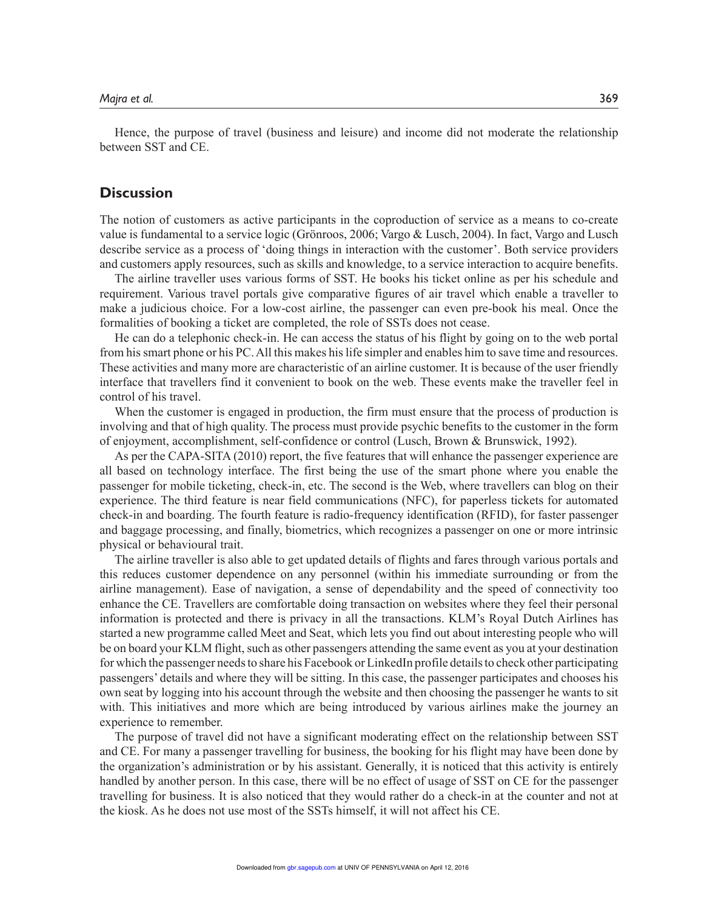Hence, the purpose of travel (business and leisure) and income did not moderate the relationship between SST and CE.

## Discussion

The notion of customers as active participants in the coproduction of service as a means to co-create value is fundamental to a service logic (Grönroos, 2006; Vargo & Lusch, 2004). In fact, Vargo and Lusch describe service as a process of 'doing things in interaction with the customer'. Both service providers and customers apply resources, such as skills and knowledge, to a service interaction to acquire benefits.

The airline traveller uses various forms of SST. He books his ticket online as per his schedule and requirement. Various travel portals give comparative figures of air travel which enable a traveller to make a judicious choice. For a low-cost airline, the passenger can even pre-book his meal. Once the formalities of booking a ticket are completed, the role of SSTs does not cease.

He can do a telephonic check-in. He can access the status of his flight by going on to the web portal from his smart phone or his PC. All this makes his life simpler and enables him to save time and resources. These activities and many more are characteristic of an airline customer. It is because of the user friendly interface that travellers find it convenient to book on the web. These events make the traveller feel in control of his travel.

When the customer is engaged in production, the firm must ensure that the process of production is involving and that of high quality. The process must provide psychic benefits to the customer in the form of enjoyment, accomplishment, self-confidence or control (Lusch, Brown & Brunswick, 1992).

As per the CAPA-SITA (2010) report, the five features that will enhance the passenger experience are all based on technology interface. The first being the use of the smart phone where you enable the passenger for mobile ticketing, check-in, etc. The second is the Web, where travellers can blog on their experience. The third feature is near field communications (NFC), for paperless tickets for automated check-in and boarding. The fourth feature is radio-frequency identification (RFID), for faster passenger and baggage processing, and finally, biometrics, which recognizes a passenger on one or more intrinsic physical or behavioural trait.

The airline traveller is also able to get updated details of flights and fares through various portals and this reduces customer dependence on any personnel (within his immediate surrounding or from the airline management). Ease of navigation, a sense of dependability and the speed of connectivity too enhance the CE. Travellers are comfortable doing transaction on websites where they feel their personal information is protected and there is privacy in all the transactions. KLM's Royal Dutch Airlines has started a new programme called Meet and Seat, which lets you find out about interesting people who will be on board your KLM flight, such as other passengers attending the same event as you at your destination for which the passenger needs to share his Facebook or LinkedIn profile details to check other participating passengers' details and where they will be sitting. In this case, the passenger participates and chooses his own seat by logging into his account through the website and then choosing the passenger he wants to sit with. This initiatives and more which are being introduced by various airlines make the journey an experience to remember.

The purpose of travel did not have a significant moderating effect on the relationship between SST and CE. For many a passenger travelling for business, the booking for his flight may have been done by the organization's administration or by his assistant. Generally, it is noticed that this activity is entirely handled by another person. In this case, there will be no effect of usage of SST on CE for the passenger travelling for business. It is also noticed that they would rather do a check-in at the counter and not at the kiosk. As he does not use most of the SSTs himself, it will not affect his CE.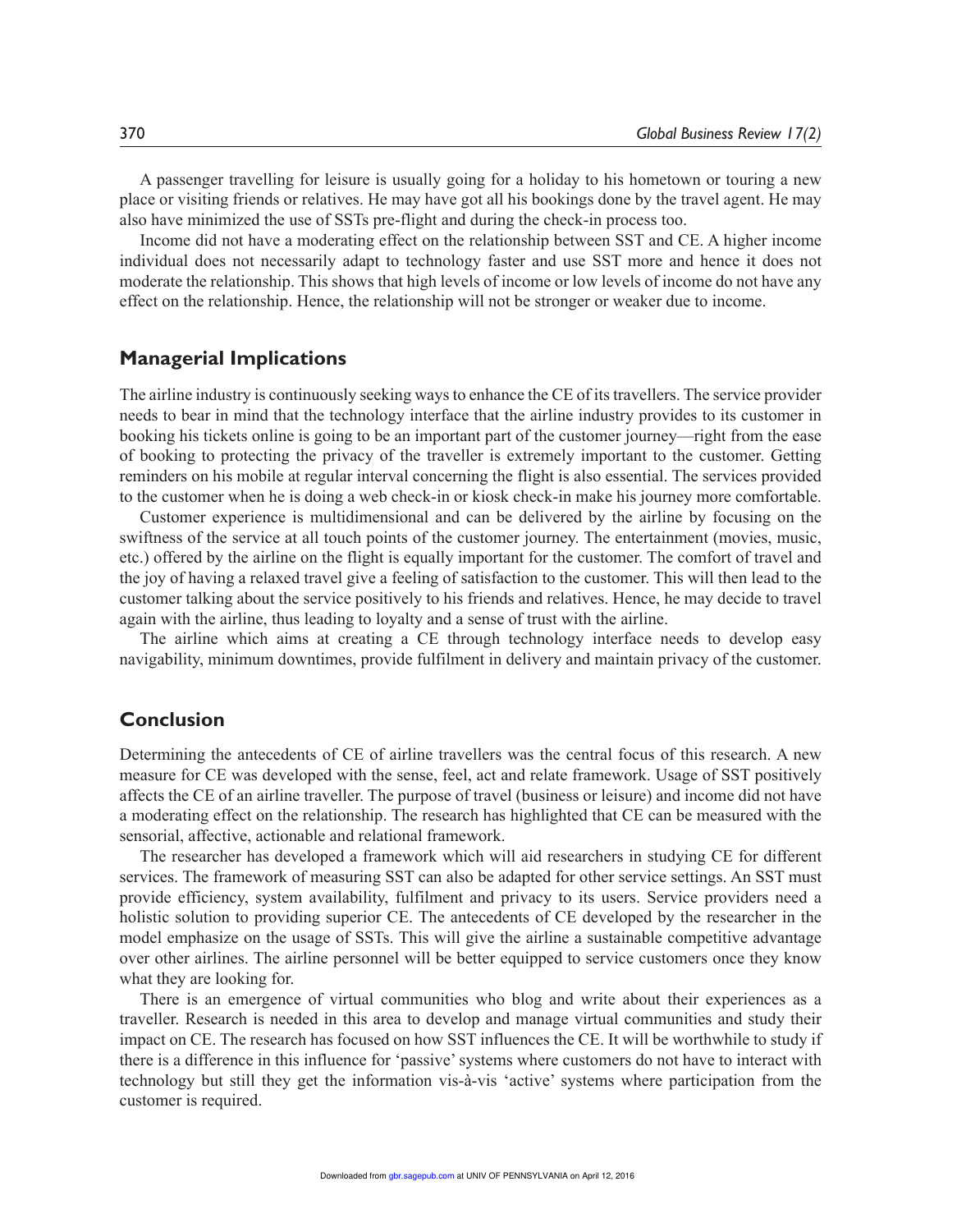A passenger travelling for leisure is usually going for a holiday to his hometown or touring a new place or visiting friends or relatives. He may have got all his bookings done by the travel agent. He may also have minimized the use of SSTs pre-flight and during the check-in process too.

Income did not have a moderating effect on the relationship between SST and CE. A higher income individual does not necessarily adapt to technology faster and use SST more and hence it does not moderate the relationship. This shows that high levels of income or low levels of income do not have any effect on the relationship. Hence, the relationship will not be stronger or weaker due to income.

## Managerial Implications

The airline industry is continuously seeking ways to enhance the CE of its travellers. The service provider needs to bear in mind that the technology interface that the airline industry provides to its customer in booking his tickets online is going to be an important part of the customer journey—right from the ease of booking to protecting the privacy of the traveller is extremely important to the customer. Getting reminders on his mobile at regular interval concerning the flight is also essential. The services provided to the customer when he is doing a web check-in or kiosk check-in make his journey more comfortable.

Customer experience is multidimensional and can be delivered by the airline by focusing on the swiftness of the service at all touch points of the customer journey. The entertainment (movies, music, etc.) offered by the airline on the flight is equally important for the customer. The comfort of travel and the joy of having a relaxed travel give a feeling of satisfaction to the customer. This will then lead to the customer talking about the service positively to his friends and relatives. Hence, he may decide to travel again with the airline, thus leading to loyalty and a sense of trust with the airline.

The airline which aims at creating a CE through technology interface needs to develop easy navigability, minimum downtimes, provide fulfilment in delivery and maintain privacy of the customer.

## Conclusion

Determining the antecedents of CE of airline travellers was the central focus of this research. A new measure for CE was developed with the sense, feel, act and relate framework. Usage of SST positively affects the CE of an airline traveller. The purpose of travel (business or leisure) and income did not have a moderating effect on the relationship. The research has highlighted that CE can be measured with the sensorial, affective, actionable and relational framework.

The researcher has developed a framework which will aid researchers in studying CE for different services. The framework of measuring SST can also be adapted for other service settings. An SST must provide efficiency, system availability, fulfilment and privacy to its users. Service providers need a holistic solution to providing superior CE. The antecedents of CE developed by the researcher in the model emphasize on the usage of SSTs. This will give the airline a sustainable competitive advantage over other airlines. The airline personnel will be better equipped to service customers once they know what they are looking for.

There is an emergence of virtual communities who blog and write about their experiences as a traveller. Research is needed in this area to develop and manage virtual communities and study their impact on CE. The research has focused on how SST influences the CE. It will be worthwhile to study if there is a difference in this influence for 'passive' systems where customers do not have to interact with technology but still they get the information vis-à-vis 'active' systems where participation from the customer is required.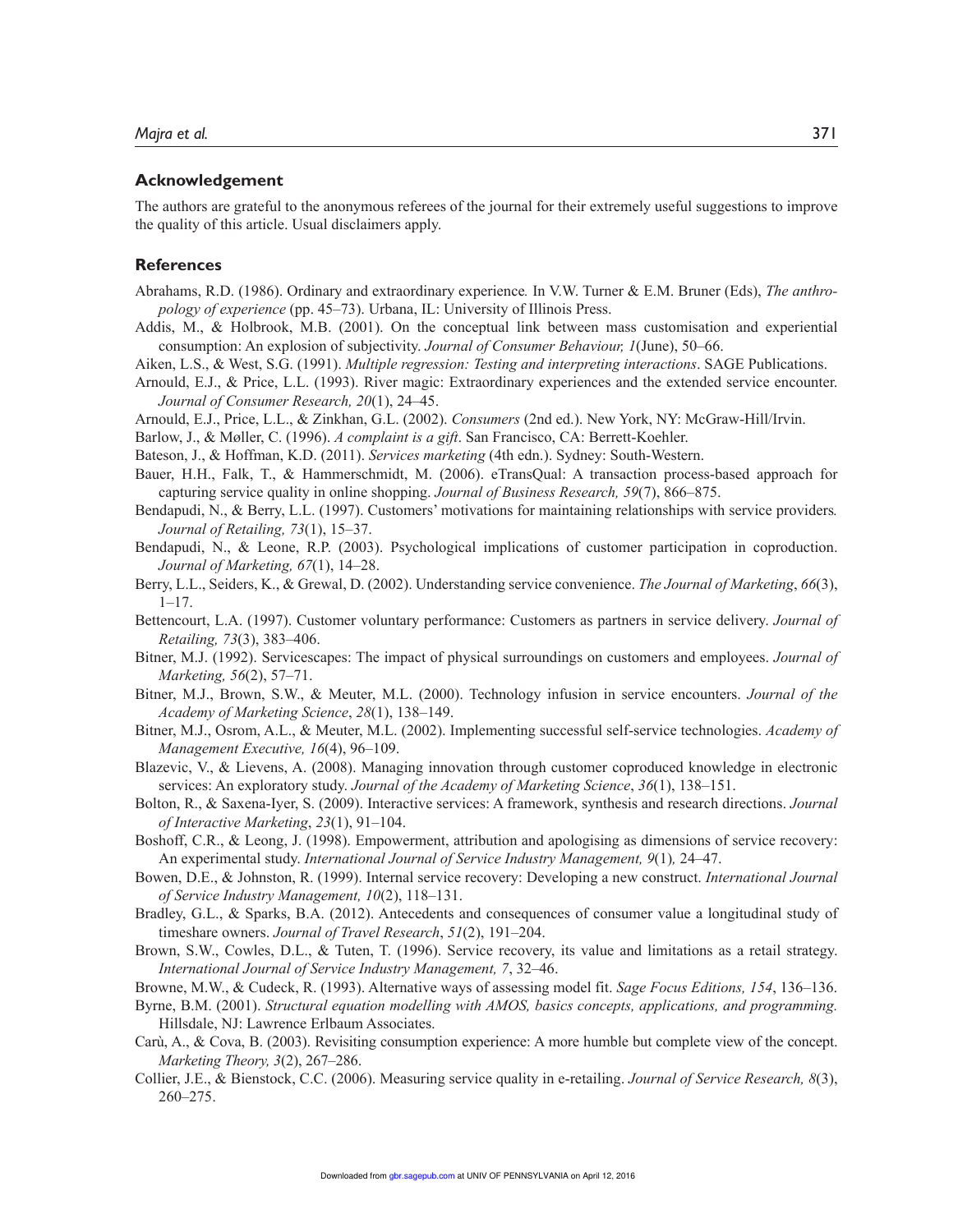## Acknowledgement

The authors are grateful to the anonymous referees of the journal for their extremely useful suggestions to improve the quality of this article. Usual disclaimers apply.

## References

Abrahams, R.D. (1986). Ordinary and extraordinary experience. In V.W. Turner & E.M. Bruner (Eds), *The anthropology of experience* (pp. 45–73). Urbana, IL: University of Illinois Press.

Addis, M., & Holbrook, M.B. (2001). On the conceptual link between mass customisation and experiential consumption: An explosion of subjectivity. *Journal of Consumer Behaviour, 1*(June), 50–66.

Aiken, L.S., & West, S.G. (1991). *Multiple regression: Testing and interpreting interactions*. SAGE Publications.

Arnould, E.J., & Price, L.L. (1993). River magic: Extraordinary experiences and the extended service encounter. *Journal of Consumer Research, 20*(1), 24–45.

Arnould, E.J., Price, L.L., & Zinkhan, G.L. (2002). *Consumers* (2nd ed.). New York, NY: McGraw-Hill/Irvin.

Barlow, J., & Møller, C. (1996). *A complaint is a gift*. San Francisco, CA: Berrett-Koehler.

Bateson, J., & Hoffman, K.D. (2011). *Services marketing* (4th edn.). Sydney: South-Western.

Bauer, H.H., Falk, T., & Hammerschmidt, M. (2006). eTransQual: A transaction process-based approach for capturing service quality in online shopping. *Journal of Business Research, 59*(7), 866–875.

Bendapudi, N., & Berry, L.L. (1997). Customers' motivations for maintaining relationships with service providers. *Journal of Retailing, 73*(1), 15–37.

Bendapudi, N., & Leone, R.P. (2003). Psychological implications of customer participation in coproduction. *Journal of Marketing, 67*(1), 14–28.

Berry, L.L., Seiders, K., & Grewal, D. (2002). Understanding service convenience. *The Journal of Marketing*, *66*(3), 1–17.

Bettencourt, L.A. (1997). Customer voluntary performance: Customers as partners in service delivery. *Journal of Retailing, 73*(3), 383–406.

Bitner, M.J. (1992). Servicescapes: The impact of physical surroundings on customers and employees. *Journal of Marketing, 56*(2), 57–71.

Bitner, M.J., Brown, S.W., & Meuter, M.L. (2000). Technology infusion in service encounters. *Journal of the Academy of Marketing Science*, *28*(1), 138–149.

Bitner, M.J., Osrom, A.L., & Meuter, M.L. (2002). Implementing successful self-service technologies. *Academy of Management Executive, 16*(4), 96–109.

Blazevic, V., & Lievens, A. (2008). Managing innovation through customer coproduced knowledge in electronic services: An exploratory study. *Journal of the Academy of Marketing Science*, *36*(1), 138–151.

Bolton, R., & Saxena-Iyer, S. (2009). Interactive services: A framework, synthesis and research directions. *Journal of Interactive Marketing*, *23*(1), 91–104.

Boshoff, C.R., & Leong, J. (1998). Empowerment, attribution and apologising as dimensions of service recovery: An experimental study. *International Journal of Service Industry Management, 9*(1), 24–47.

Bowen, D.E., & Johnston, R. (1999). Internal service recovery: Developing a new construct. *International Journal of Service Industry Management, 10*(2), 118–131.

Bradley, G.L., & Sparks, B.A. (2012). Antecedents and consequences of consumer value a longitudinal study of timeshare owners. *Journal of Travel Research*, *51*(2), 191–204.

Brown, S.W., Cowles, D.L., & Tuten, T. (1996). Service recovery, its value and limitations as a retail strategy. *International Journal of Service Industry Management, 7*, 32–46.

Browne, M.W., & Cudeck, R. (1993). Alternative ways of assessing model fit. *Sage Focus Editions, 154*, 136–136.

Byrne, B.M. (2001). *Structural equation modelling with AMOS, basics concepts, applications, and programming.* Hillsdale, NJ: Lawrence Erlbaum Associates.

Carù, A., & Cova, B. (2003). Revisiting consumption experience: A more humble but complete view of the concept. *Marketing Theory, 3*(2), 267–286.

Collier, J.E., & Bienstock, C.C. (2006). Measuring service quality in e-retailing. *Journal of Service Research, 8*(3), 260–275.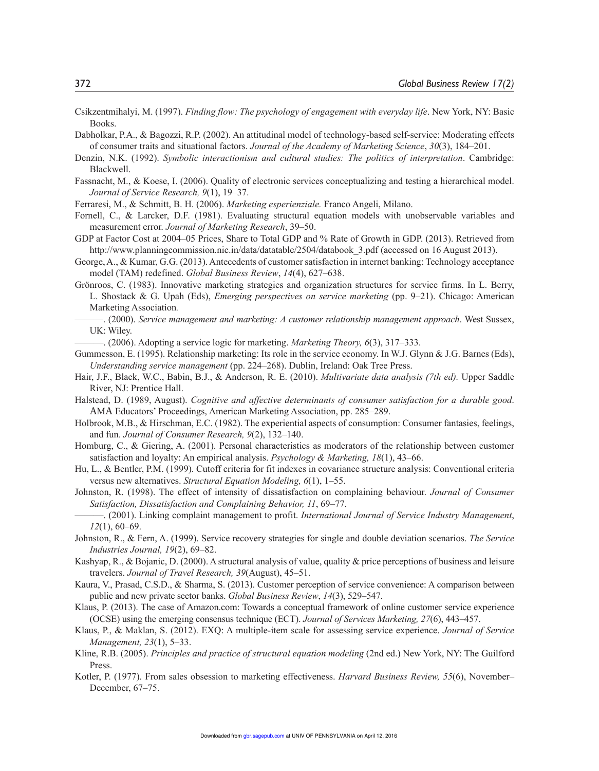Csikzentmihalyi, M. (1997). *Finding flow: The psychology of engagement with everyday life*. New York, NY: Basic Books.

Dabholkar, P.A., & Bagozzi, R.P. (2002). An attitudinal model of technology-based self-service: Moderating effects of consumer traits and situational factors. *Journal of the Academy of Marketing Science*, *30*(3), 184–201.

Denzin, N.K. (1992). *Symbolic interactionism and cultural studies: The politics of interpretation*. Cambridge: Blackwell.

Fassnacht, M., & Koese, I. (2006). Quality of electronic services conceptualizing and testing a hierarchical model. *Journal of Service Research, 9*(1), 19–37.

Ferraresi, M., & Schmitt, B. H. (2006). *Marketing esperienziale.* Franco Angeli, Milano.

Fornell, C., & Larcker, D.F. (1981). Evaluating structural equation models with unobservable variables and measurement error. *Journal of Marketing Research*, 39–50.

GDP at Factor Cost at 2004–05 Prices, Share to Total GDP and % Rate of Growth in GDP. (2013). Retrieved from http://www.planningcommission.nic.in/data/datatable/2504/databook_3.pdf (accessed on 16 August 2013).

George, A., & Kumar, G.G. (2013). Antecedents of customer satisfaction in internet banking: Technology acceptance model (TAM) redefined. *Global Business Review*, *14*(4), 627–638.

Grönroos, C. (1983). Innovative marketing strategies and organization structures for service firms. In L. Berry, L. Shostack & G. Upah (Eds), *Emerging perspectives on service marketing* (pp. 9–21). Chicago: American Marketing Association*.*

———. (2000). *Service management and marketing: A customer relationship management approach*. West Sussex, UK: Wiley.

———. (2006). Adopting a service logic for marketing. *Marketing Theory, 6*(3), 317–333.

Gummesson, E. (1995). Relationship marketing: Its role in the service economy. In W.J. Glynn & J.G. Barnes (Eds), *Understanding service management* (pp. 224–268). Dublin, Ireland: Oak Tree Press.

Hair, J.F., Black, W.C., Babin, B.J., & Anderson, R. E. (2010). *Multivariate data analysis (7th ed).* Upper Saddle River, NJ: Prentice Hall.

Halstead, D. (1989, August). *Cognitive and affective determinants of consumer satisfaction for a durable good*. AMA Educators' Proceedings, American Marketing Association, pp. 285–289.

Holbrook, M.B., & Hirschman, E.C. (1982). The experiential aspects of consumption: Consumer fantasies, feelings, and fun. *Journal of Consumer Research, 9*(2), 132–140.

Homburg, C., & Giering, A. (2001). Personal characteristics as moderators of the relationship between customer satisfaction and loyalty: An empirical analysis. *Psychology & Marketing, 18*(1), 43–66.

Hu, L., & Bentler, P.M. (1999). Cutoff criteria for fit indexes in covariance structure analysis: Conventional criteria versus new alternatives. *Structural Equation Modeling, 6*(1), 1–55.

Johnston, R. (1998). The effect of intensity of dissatisfaction on complaining behaviour. *Journal of Consumer Satisfaction, Dissatisfaction and Complaining Behavior, 11*, 69–77.

———. (2001). Linking complaint management to profit. *International Journal of Service Industry Management*, *12*(1), 60–69.

Johnston, R., & Fern, A. (1999). Service recovery strategies for single and double deviation scenarios. *The Service Industries Journal, 19*(2), 69–82.

Kashyap, R., & Bojanic, D. (2000). A structural analysis of value, quality & price perceptions of business and leisure travelers. *Journal of Travel Research, 39*(August), 45–51.

Kaura, V., Prasad, C.S.D., & Sharma, S. (2013). Customer perception of service convenience: A comparison between public and new private sector banks. *Global Business Review*, *14*(3), 529–547.

Klaus, P. (2013). The case of Amazon.com: Towards a conceptual framework of online customer service experience (OCSE) using the emerging consensus technique (ECT). *Journal of Services Marketing, 27*(6), 443–457.

Klaus, P., & Maklan, S. (2012). EXQ: A multiple-item scale for assessing service experience. *Journal of Service Management, 23*(1), 5–33.

Kline, R.B. (2005). *Principles and practice of structural equation modeling* (2nd ed.) New York, NY: The Guilford Press.

Kotler, P. (1977). From sales obsession to marketing effectiveness. *Harvard Business Review, 55*(6), November–December, 67–75.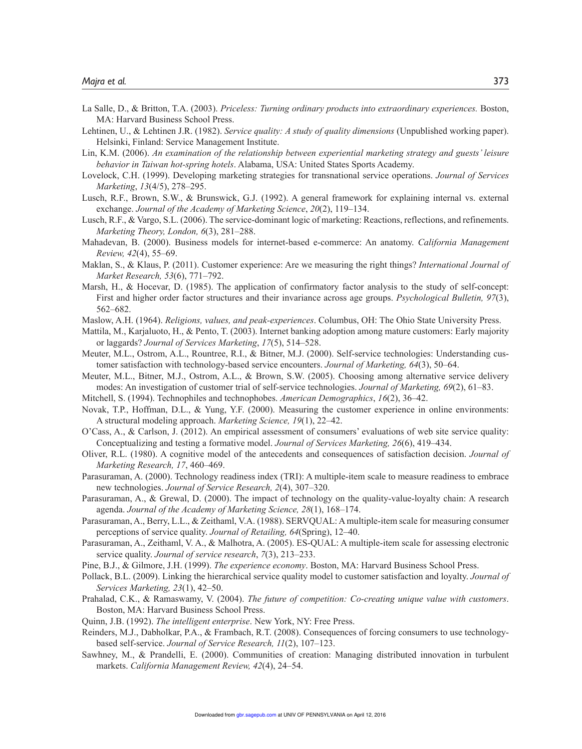La Salle, D., & Britton, T.A. (2003). *Priceless: Turning ordinary products into extraordinary experiences.* Boston, MA: Harvard Business School Press.

Lehtinen, U., & Lehtinen J.R. (1982). *Service quality: A study of quality dimensions* (Unpublished working paper). Helsinki, Finland: Service Management Institute.

Lin, K.M. (2006). *An examination of the relationship between experiential marketing strategy and guests' leisure behavior in Taiwan hot-spring hotels*. Alabama, USA: United States Sports Academy.

Lovelock, C.H. (1999). Developing marketing strategies for transnational service operations. *Journal of Services Marketing*, *13*(4/5), 278–295.

Lusch, R.F., Brown, S.W., & Brunswick, G.J. (1992). A general framework for explaining internal vs. external exchange. *Journal of the Academy of Marketing Science*, *20*(2), 119–134.

Lusch, R.F., & Vargo, S.L. (2006). The service-dominant logic of marketing: Reactions, reflections, and refinements. *Marketing Theory, London, 6*(3), 281–288.

Mahadevan, B. (2000). Business models for internet-based e-commerce: An anatomy. *California Management Review, 42*(4), 55–69.

Maklan, S., & Klaus, P. (2011). Customer experience: Are we measuring the right things? *International Journal of Market Research, 53*(6), 771–792.

Marsh, H., & Hocevar, D. (1985). The application of confirmatory factor analysis to the study of self-concept: First and higher order factor structures and their invariance across age groups. *Psychological Bulletin, 97*(3), 562–682.

Maslow, A.H. (1964). *Religions, values, and peak-experiences*. Columbus, OH: The Ohio State University Press.

Mattila, M., Karjaluoto, H., & Pento, T. (2003). Internet banking adoption among mature customers: Early majority or laggards? *Journal of Services Marketing*, *17*(5), 514–528.

Meuter, M.L., Ostrom, A.L., Rountree, R.I., & Bitner, M.J. (2000). Self-service technologies: Understanding customer satisfaction with technology-based service encounters. *Journal of Marketing, 64*(3), 50–64.

Meuter, M.L., Bitner, M.J., Ostrom, A.L., & Brown, S.W. (2005). Choosing among alternative service delivery modes: An investigation of customer trial of self-service technologies. *Journal of Marketing, 69*(2), 61–83.

Mitchell, S. (1994). Technophiles and technophobes. *American Demographics*, *16*(2), 36–42.

Novak, T.P., Hoffman, D.L., & Yung, Y.F. (2000). Measuring the customer experience in online environments: A structural modeling approach. *Marketing Science, 19*(1), 22–42.

O'Cass, A., & Carlson, J. (2012). An empirical assessment of consumers' evaluations of web site service quality: Conceptualizing and testing a formative model. *Journal of Services Marketing, 26*(6), 419–434.

Oliver, R.L. (1980). A cognitive model of the antecedents and consequences of satisfaction decision. *Journal of Marketing Research, 17*, 460–469.

Parasuraman, A. (2000). Technology readiness index (TRI): A multiple-item scale to measure readiness to embrace new technologies. *Journal of Service Research, 2*(4), 307–320.

Parasuraman, A., & Grewal, D. (2000). The impact of technology on the quality-value-loyalty chain: A research agenda. *Journal of the Academy of Marketing Science, 28*(1), 168–174.

Parasuraman, A., Berry, L.L., & Zeithaml, V.A. (1988). SERVQUAL: A multiple-item scale for measuring consumer perceptions of service quality. *Journal of Retailing, 64*(Spring), 12–40.

Parasuraman, A., Zeithaml, V. A., & Malhotra, A. (2005). ES-QUAL: A multiple-item scale for assessing electronic service quality. *Journal of service research*, *7*(3), 213–233.

Pine, B.J., & Gilmore, J.H. (1999). *The experience economy*. Boston, MA: Harvard Business School Press.

Pollack, B.L. (2009). Linking the hierarchical service quality model to customer satisfaction and loyalty. *Journal of Services Marketing, 23*(1), 42–50.

Prahalad, C.K., & Ramaswamy, V. (2004). *The future of competition: Co-creating unique value with customers*. Boston, MA: Harvard Business School Press.

Quinn, J.B. (1992). *The intelligent enterprise*. New York, NY: Free Press.

Reinders, M.J., Dabholkar, P.A., & Frambach, R.T. (2008). Consequences of forcing consumers to use technology-based self-service. *Journal of Service Research, 11*(2), 107–123.

Sawhney, M., & Prandelli, E. (2000). Communities of creation: Managing distributed innovation in turbulent markets. *California Management Review, 42*(4), 24–54.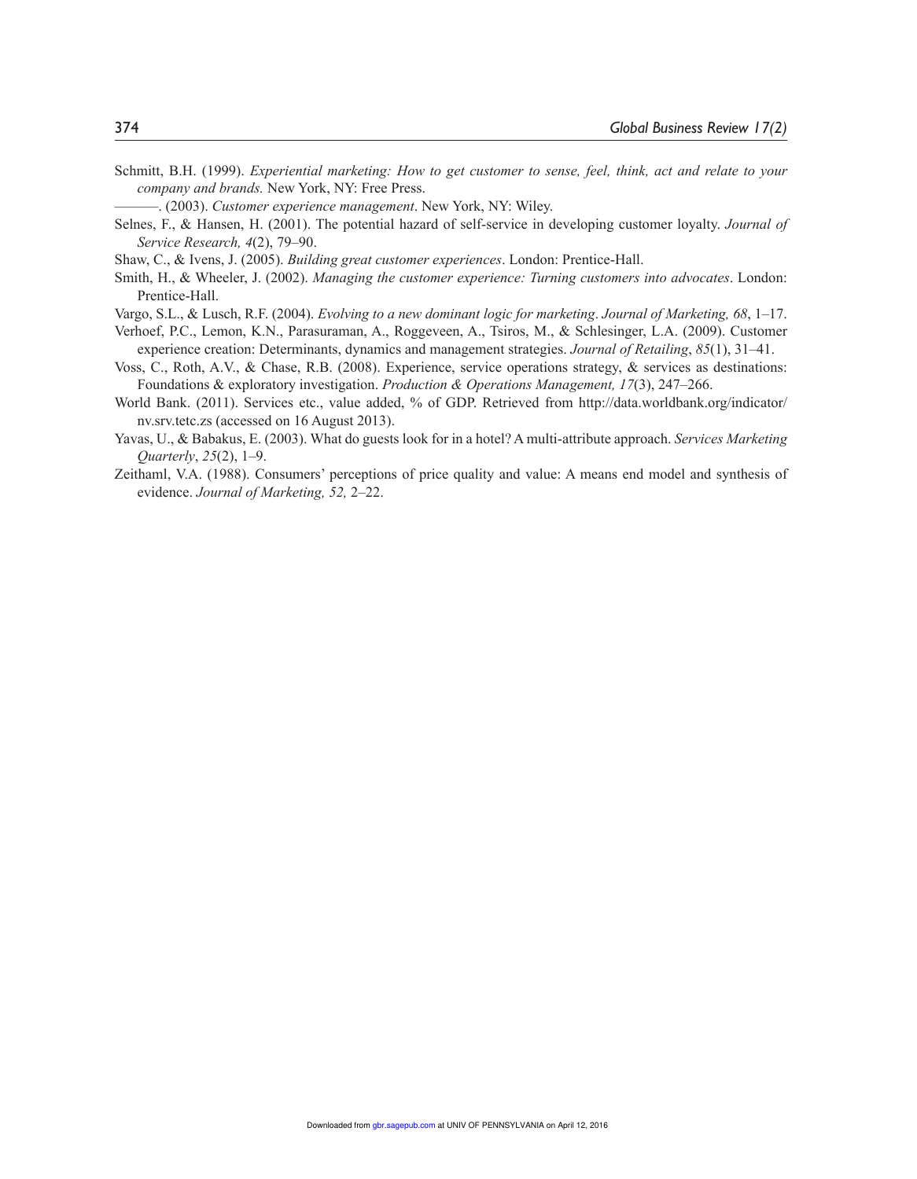Schmitt, B.H. (1999). *Experiential marketing: How to get customer to sense, feel, think, act and relate to your company and brands.* New York, NY: Free Press.

———. (2003). *Customer experience management*. New York, NY: Wiley.

Selnes, F., & Hansen, H. (2001). The potential hazard of self-service in developing customer loyalty. *Journal of Service Research, 4*(2), 79–90.

Shaw, C., & Ivens, J. (2005). *Building great customer experiences*. London: Prentice-Hall.

Smith, H., & Wheeler, J. (2002). *Managing the customer experience: Turning customers into advocates*. London: Prentice-Hall.

Vargo, S.L., & Lusch, R.F. (2004). *Evolving to a new dominant logic for marketing*. *Journal of Marketing, 68*, 1–17.

Verhoef, P.C., Lemon, K.N., Parasuraman, A., Roggeveen, A., Tsiros, M., & Schlesinger, L.A. (2009). Customer experience creation: Determinants, dynamics and management strategies. *Journal of Retailing*, *85*(1), 31–41.

Voss, C., Roth, A.V., & Chase, R.B. (2008). Experience, service operations strategy, & services as destinations: Foundations & exploratory investigation. *Production & Operations Management, 17*(3), 247–266.

World Bank. (2011). Services etc., value added, % of GDP. Retrieved from http://data.worldbank.org/indicator/nv.srv.tetc.zs (accessed on 16 August 2013).

Yavas, U., & Babakus, E. (2003). What do guests look for in a hotel? A multi-attribute approach. *Services Marketing Quarterly*, *25*(2), 1–9.

Zeithaml, V.A. (1988). Consumers' perceptions of price quality and value: A means end model and synthesis of evidence. *Journal of Marketing, 52,* 2–22.